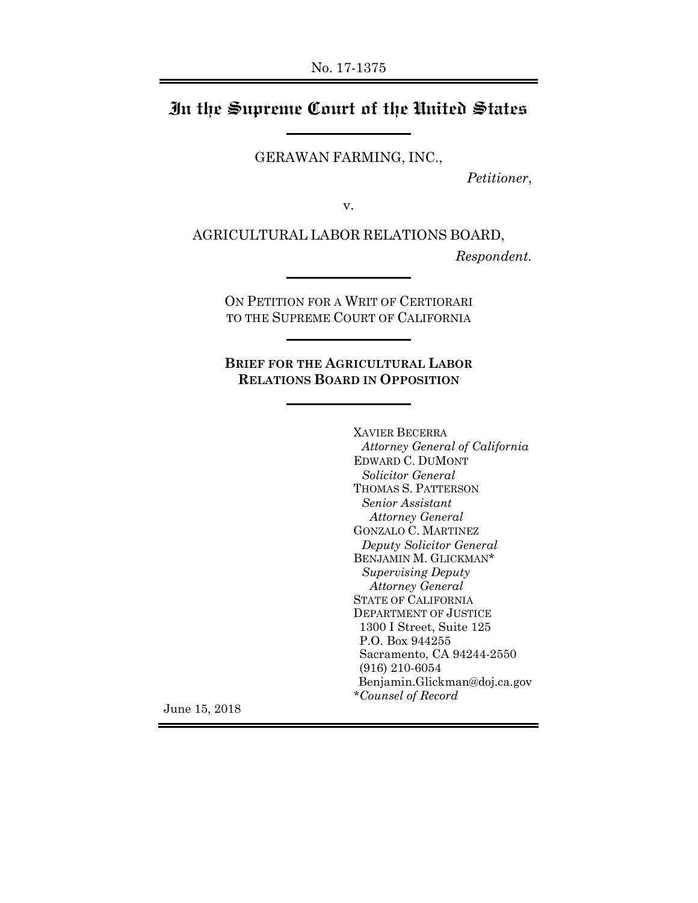No. 17-1375

# In the Supreme Court of the United States

GERAWAN FARMING, INC.,

*Petitioner*,

v.

AGRICULTURAL LABOR RELATIONS BOARD,

*Respondent*.

ON PETITION FOR A WRIT OF CERTIORARI
TO THE SUPREME COURT OF CALIFORNIA

**BRIEF FOR THE AGRICULTURAL LABOR RELATIONS BOARD IN OPPOSITION**

XAVIER BECERRA
*Attorney General of California*
EDWARD C. DUMONT
*Solicitor General*
THOMAS S. PATTERSON
*Senior Assistant Attorney General*
GONZALO C. MARTINEZ
*Deputy Solicitor General*
BENJAMIN M. GLICKMAN*
*Supervising Deputy Attorney General*
STATE OF CALIFORNIA
DEPARTMENT OF JUSTICE
1300 I Street, Suite 125
P.O. Box 944255
Sacramento, CA 94244-2550
(916) 210-6054
Benjamin.Glickman@doj.ca.gov
**Counsel of Record*

June 15, 2018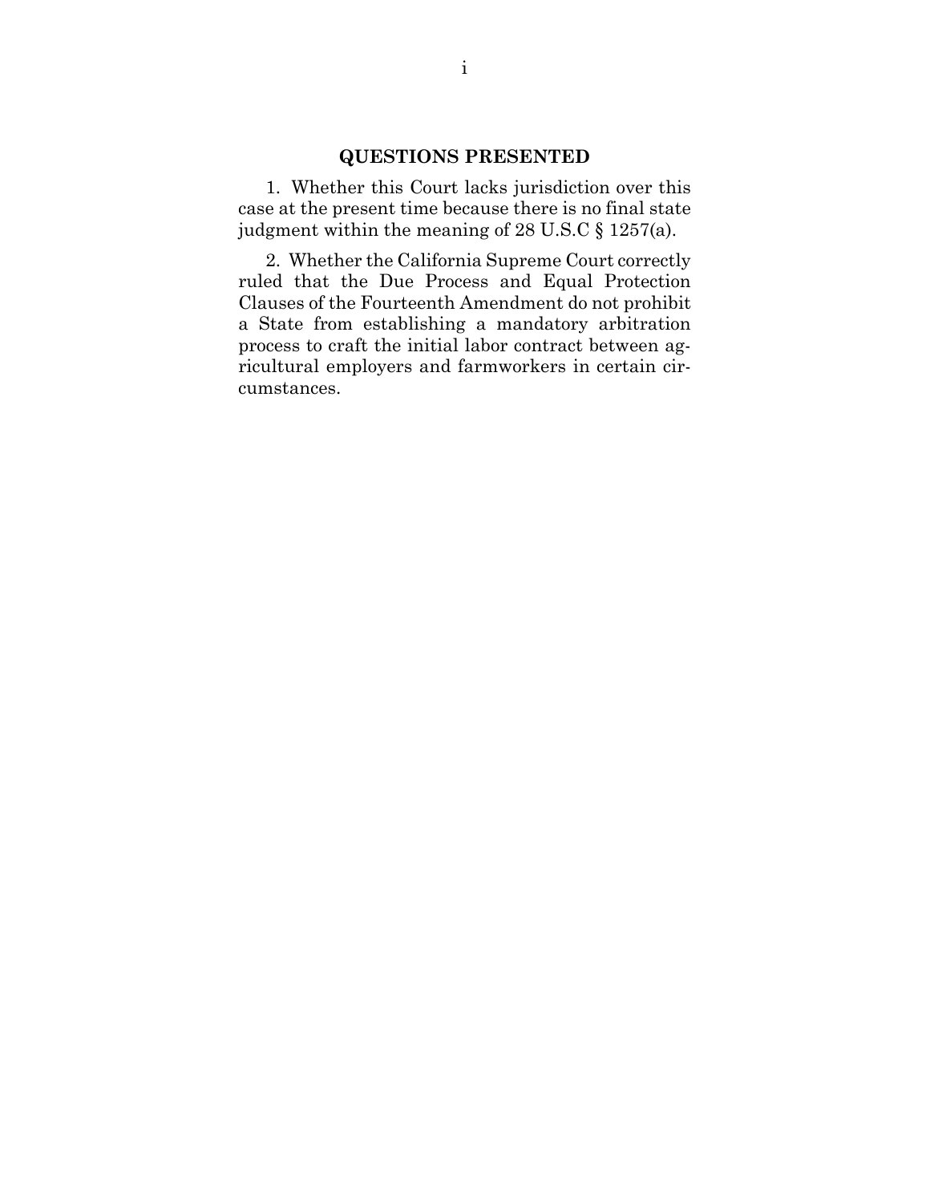## QUESTIONS PRESENTED

1. Whether this Court lacks jurisdiction over this case at the present time because there is no final state judgment within the meaning of 28 U.S.C § 1257(a).

2. Whether the California Supreme Court correctly ruled that the Due Process and Equal Protection Clauses of the Fourteenth Amendment do not prohibit a State from establishing a mandatory arbitration process to craft the initial labor contract between agricultural employers and farmworkers in certain circumstances.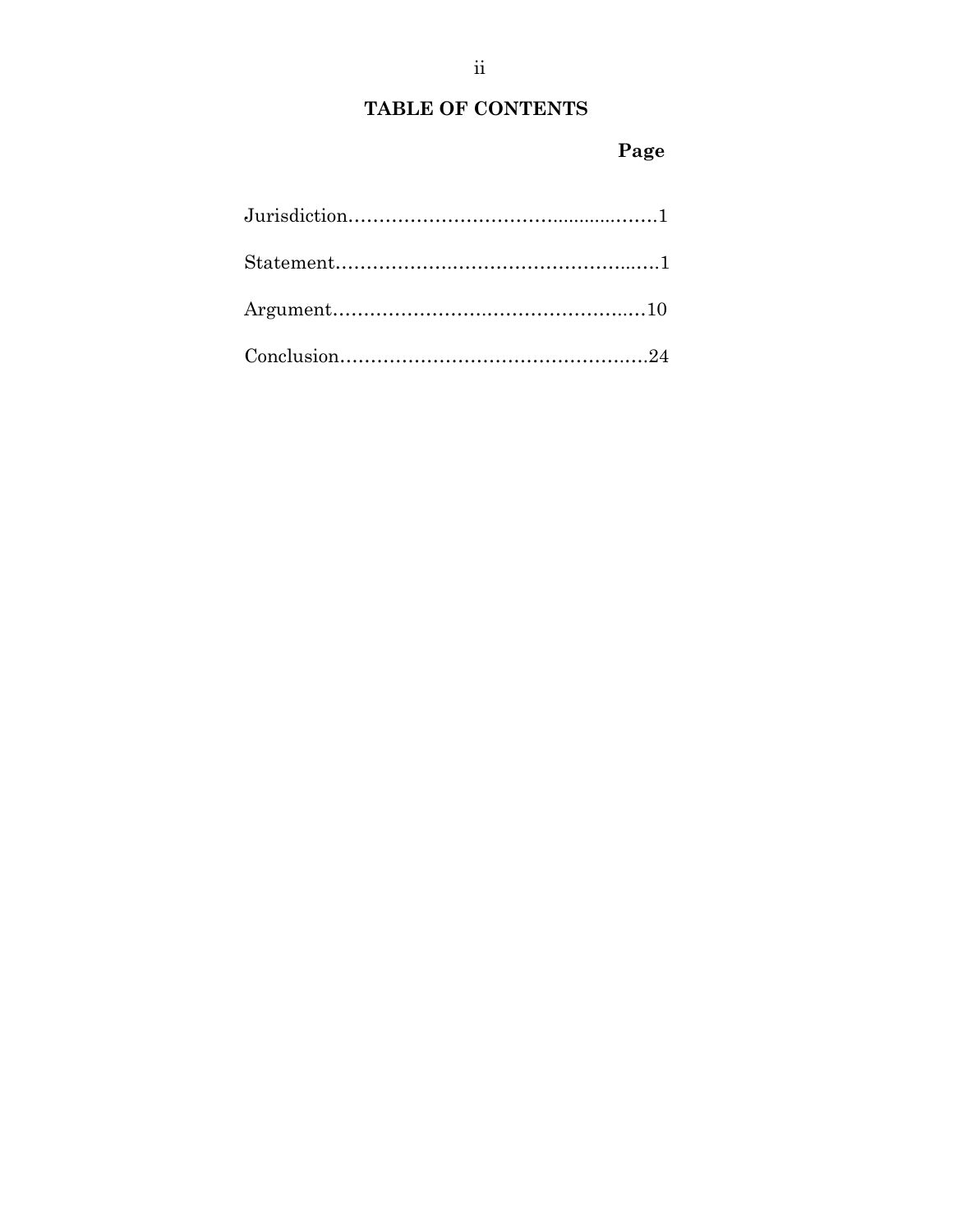# TABLE OF CONTENTS

| | Page |
|---|---|
| Jurisdiction | 1 |
| Statement | 1 |
| Argument | 10 |
| Conclusion | 24 |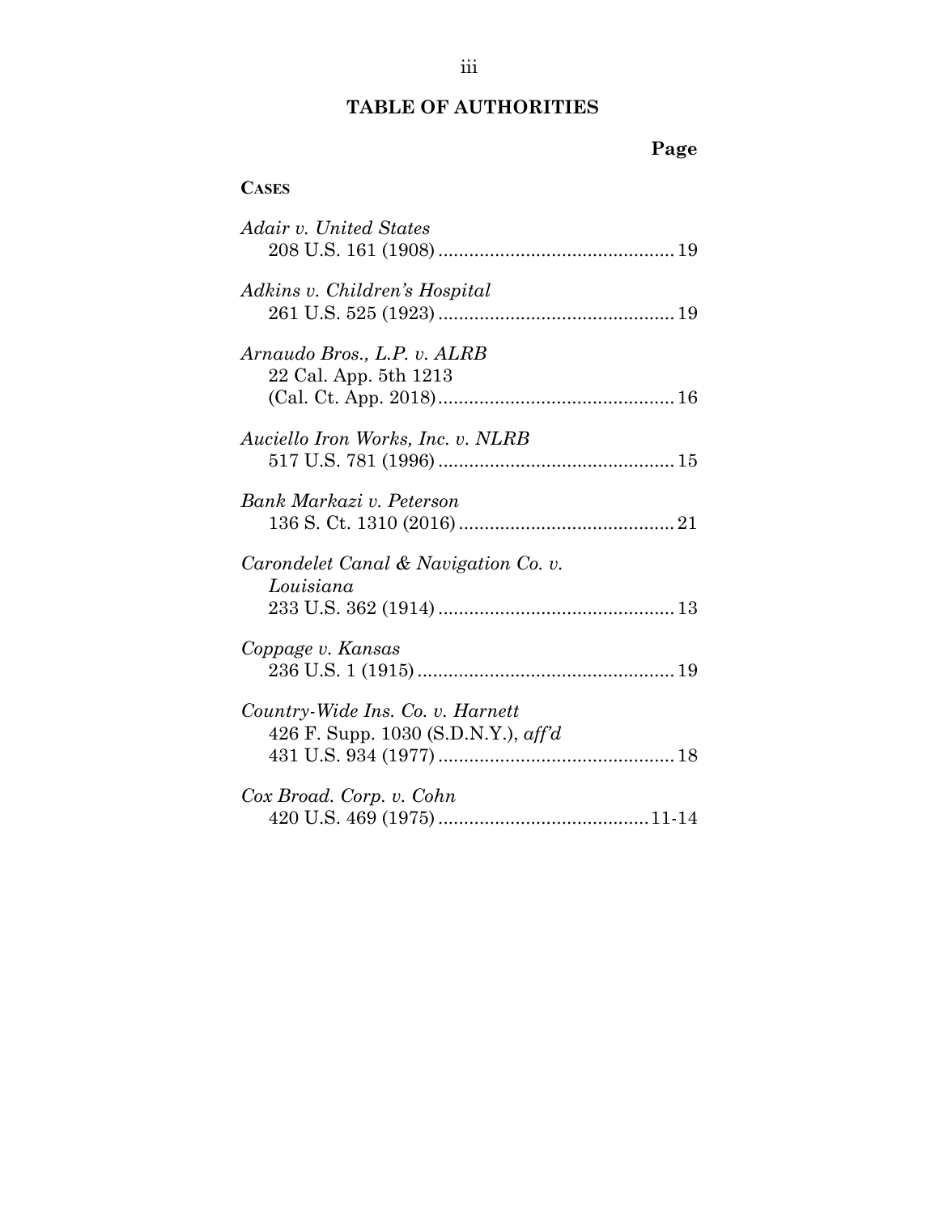# TABLE OF AUTHORITIES

**Page**

**CASES**

*Adair v. United States*
208 U.S. 161 (1908) .............................................. 19

*Adkins v. Children's Hospital*
261 U.S. 525 (1923) .............................................. 19

*Arnaudo Bros., L.P. v. ALRB*
22 Cal. App. 5th 1213
(Cal. Ct. App. 2018) .............................................. 16

*Auciello Iron Works, Inc. v. NLRB*
517 U.S. 781 (1996) .............................................. 15

*Bank Markazi v. Peterson*
136 S. Ct. 1310 (2016) .......................................... 21

*Carondelet Canal & Navigation Co. v. Louisiana*
233 U.S. 362 (1914) .............................................. 13

*Coppage v. Kansas*
236 U.S. 1 (1915) .................................................. 19

*Country-Wide Ins. Co. v. Harnett*
426 F. Supp. 1030 (S.D.N.Y.), *aff'd*
431 U.S. 934 (1977) .............................................. 18

*Cox Broad. Corp. v. Cohn*
420 U.S. 469 (1975) .......................................... 11-14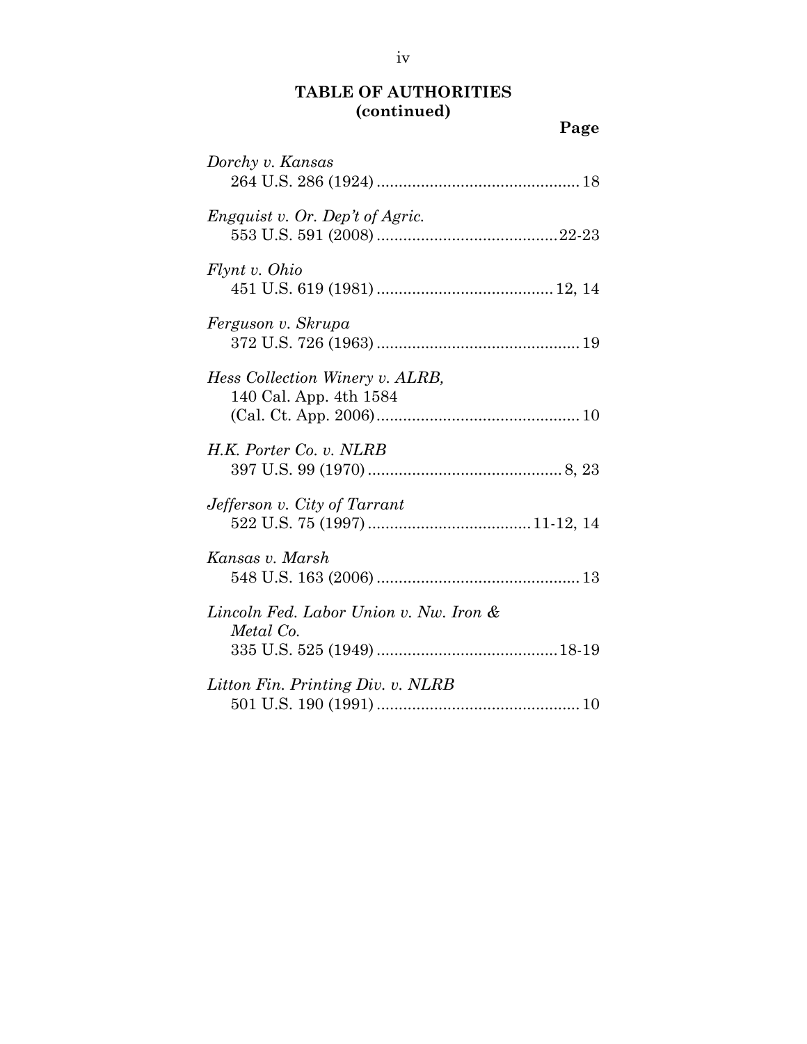## TABLE OF AUTHORITIES (continued)

**Page**

*Dorchy v. Kansas*
264 U.S. 286 (1924) .............................................. 18

*Engquist v. Or. Dep't of Agric.*
553 U.S. 591 (2008) ......................................... 22-23

*Flynt v. Ohio*
451 U.S. 619 (1981) ........................................ 12, 14

*Ferguson v. Skrupa*
372 U.S. 726 (1963) .............................................. 19

*Hess Collection Winery v. ALRB,*
140 Cal. App. 4th 1584
(Cal. Ct. App. 2006) .............................................. 10

*H.K. Porter Co. v. NLRB*
397 U.S. 99 (1970) ............................................ 8, 23

*Jefferson v. City of Tarrant*
522 U.S. 75 (1997) ..................................... 11-12, 14

*Kansas v. Marsh*
548 U.S. 163 (2006) .............................................. 13

*Lincoln Fed. Labor Union v. Nw. Iron & Metal Co.*
335 U.S. 525 (1949) ......................................... 18-19

*Litton Fin. Printing Div. v. NLRB*
501 U.S. 190 (1991) .............................................. 10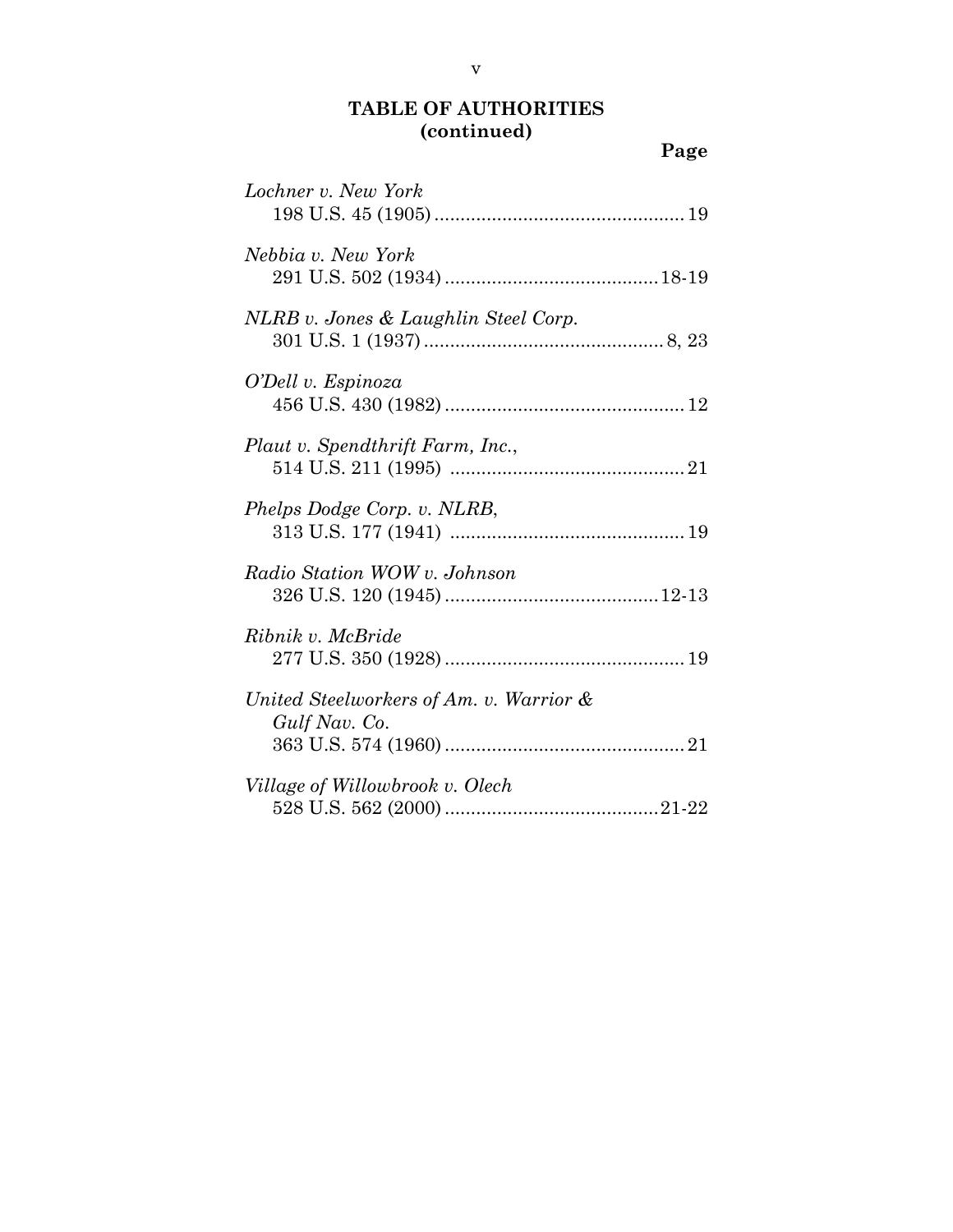## TABLE OF AUTHORITIES
## (continued)

**Page**

*Lochner v. New York*
198 U.S. 45 (1905) ................................................ 19

*Nebbia v. New York*
291 U.S. 502 (1934) ......................................... 18-19

*NLRB v. Jones & Laughlin Steel Corp.*
301 U.S. 1 (1937) .............................................. 8, 23

*O'Dell v. Espinoza*
456 U.S. 430 (1982) .............................................. 12

*Plaut v. Spendthrift Farm, Inc.*,
514 U.S. 211 (1995) ............................................. 21

*Phelps Dodge Corp. v. NLRB*,
313 U.S. 177 (1941) ............................................. 19

*Radio Station WOW v. Johnson*
326 U.S. 120 (1945) ......................................... 12-13

*Ribnik v. McBride*
277 U.S. 350 (1928) .............................................. 19

*United Steelworkers of Am. v. Warrior & Gulf Nav. Co.*
363 U.S. 574 (1960) .............................................. 21

*Village of Willowbrook v. Olech*
528 U.S. 562 (2000) ......................................... 21-22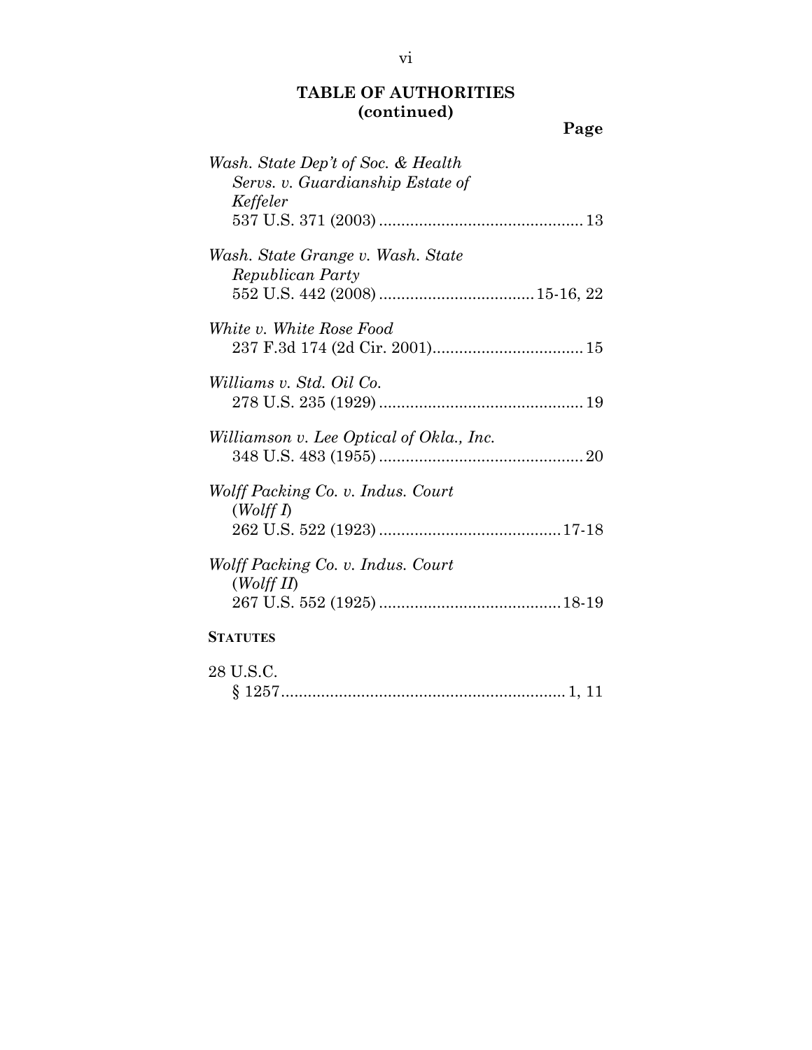**TABLE OF AUTHORITIES (continued)**

**Page**

*Wash. State Dep't of Soc. & Health Servs. v. Guardianship Estate of Keffeler*
537 U.S. 371 (2003) .............................................. 13

*Wash. State Grange v. Wash. State Republican Party*
552 U.S. 442 (2008) .................................. 15-16, 22

*White v. White Rose Food*
237 F.3d 174 (2d Cir. 2001).................................. 15

*Williams v. Std. Oil Co.*
278 U.S. 235 (1929) .............................................. 19

*Williamson v. Lee Optical of Okla., Inc.*
348 U.S. 483 (1955) .............................................. 20

*Wolff Packing Co. v. Indus. Court* (*Wolff I*)
262 U.S. 522 (1923) ......................................... 17-18

*Wolff Packing Co. v. Indus. Court* (*Wolff II*)
267 U.S. 552 (1925) ......................................... 18-19

**STATUTES**

28 U.S.C.
§ 1257................................................................ 1, 11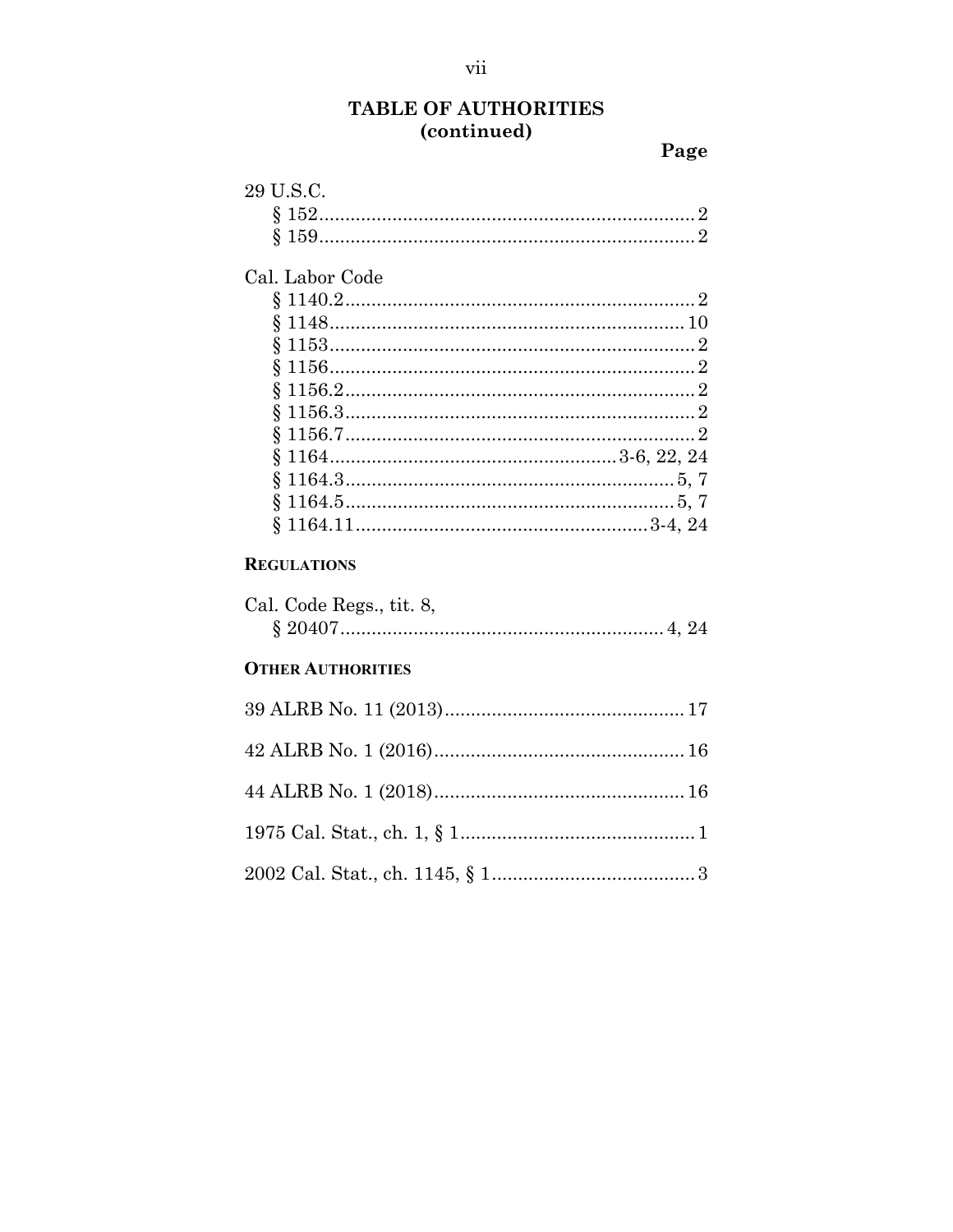## TABLE OF AUTHORITIES
## (continued)

**Page**

29 U.S.C.
- § 152 .......... 2
- § 159 .......... 2

Cal. Labor Code
- § 1140.2 .......... 2
- § 1148 .......... 10
- § 1153 .......... 2
- § 1156 .......... 2
- § 1156.2 .......... 2
- § 1156.3 .......... 2
- § 1156.7 .......... 2
- § 1164 .......... 3-6, 22, 24
- § 1164.3 .......... 5, 7
- § 1164.5 .......... 5, 7
- § 1164.11 .......... 3-4, 24

**REGULATIONS**

Cal. Code Regs., tit. 8,
- § 20407 .......... 4, 24

**OTHER AUTHORITIES**

39 ALRB No. 11 (2013) .......... 17

42 ALRB No. 1 (2016) .......... 16

44 ALRB No. 1 (2018) .......... 16

1975 Cal. Stat., ch. 1, § 1 .......... 1

2002 Cal. Stat., ch. 1145, § 1 .......... 3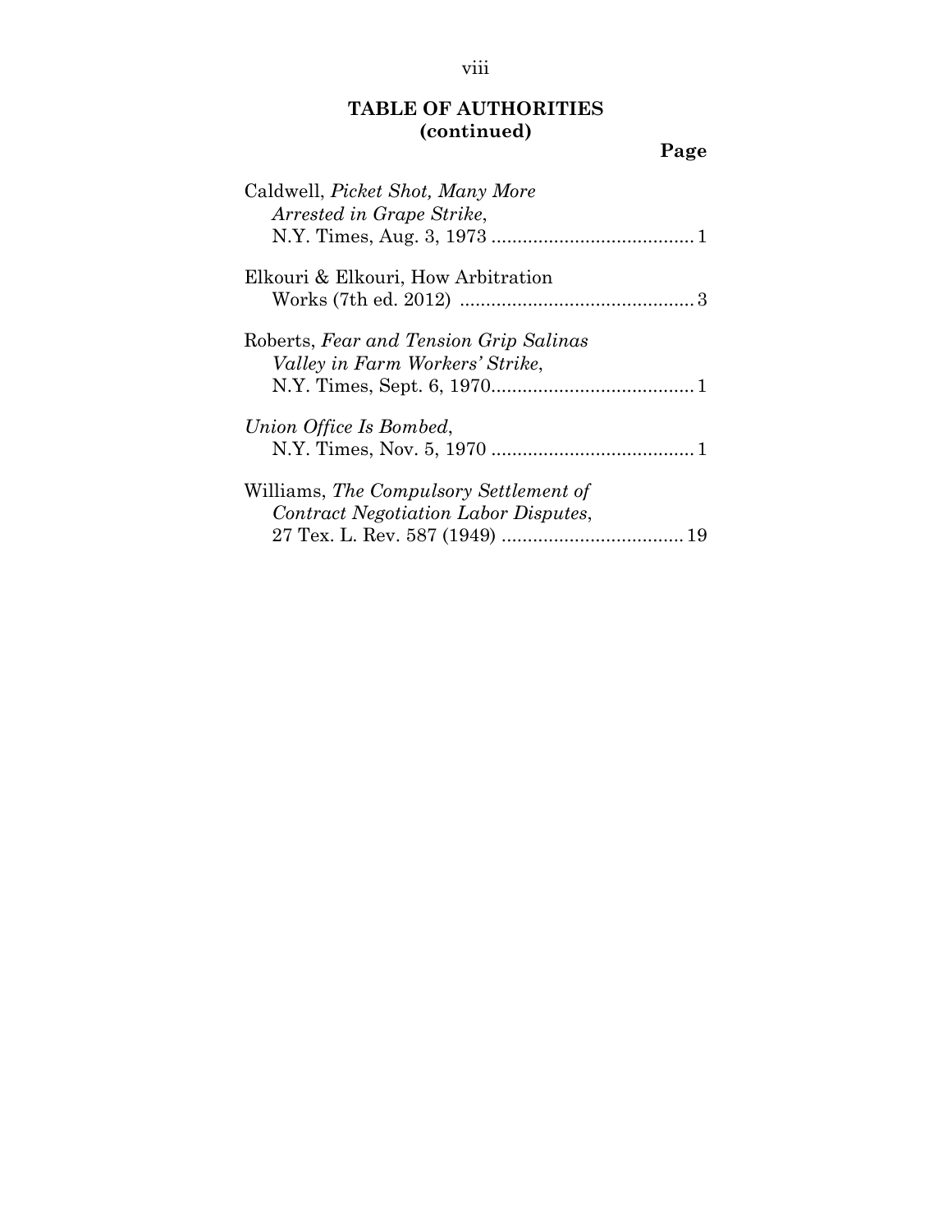**TABLE OF AUTHORITIES (continued)**

**Page**

Caldwell, *Picket Shot, Many More Arrested in Grape Strike*, N.Y. Times, Aug. 3, 1973 ....................................... 1

Elkouri & Elkouri, How Arbitration Works (7th ed. 2012) ............................................. 3

Roberts, *Fear and Tension Grip Salinas Valley in Farm Workers' Strike*, N.Y. Times, Sept. 6, 1970....................................... 1

*Union Office Is Bombed*, N.Y. Times, Nov. 5, 1970 ....................................... 1

Williams, *The Compulsory Settlement of Contract Negotiation Labor Disputes*, 27 Tex. L. Rev. 587 (1949) ................................... 19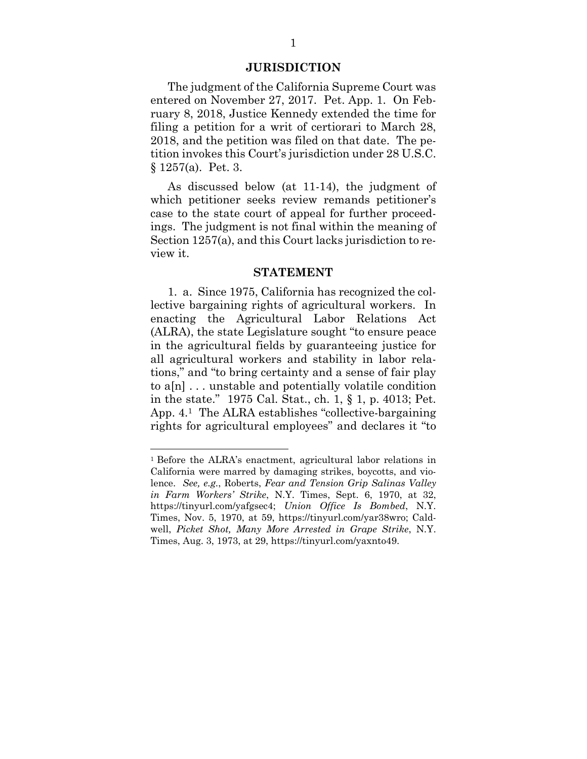## JURISDICTION

The judgment of the California Supreme Court was entered on November 27, 2017. Pet. App. 1. On February 8, 2018, Justice Kennedy extended the time for filing a petition for a writ of certiorari to March 28, 2018, and the petition was filed on that date. The petition invokes this Court's jurisdiction under 28 U.S.C. § 1257(a). Pet. 3.

As discussed below (at 11-14), the judgment of which petitioner seeks review remands petitioner's case to the state court of appeal for further proceedings. The judgment is not final within the meaning of Section 1257(a), and this Court lacks jurisdiction to review it.

## STATEMENT

1. a. Since 1975, California has recognized the collective bargaining rights of agricultural workers. In enacting the Agricultural Labor Relations Act (ALRA), the state Legislature sought "to ensure peace in the agricultural fields by guaranteeing justice for all agricultural workers and stability in labor relations," and "to bring certainty and a sense of fair play to a[n] . . . unstable and potentially volatile condition in the state." 1975 Cal. Stat., ch. 1, § 1, p. 4013; Pet. App. 4.[1] The ALRA establishes "collective-bargaining rights for agricultural employees" and declares it "to

---

[1] Before the ALRA's enactment, agricultural labor relations in California were marred by damaging strikes, boycotts, and violence. *See, e.g.*, Roberts, *Fear and Tension Grip Salinas Valley in Farm Workers' Strike*, N.Y. Times, Sept. 6, 1970, at 32, https://tinyurl.com/yafgsec4; *Union Office Is Bombed*, N.Y. Times, Nov. 5, 1970, at 59, https://tinyurl.com/yar38wro; Caldwell, *Picket Shot, Many More Arrested in Grape Strike*, N.Y. Times, Aug. 3, 1973, at 29, https://tinyurl.com/yaxnto49.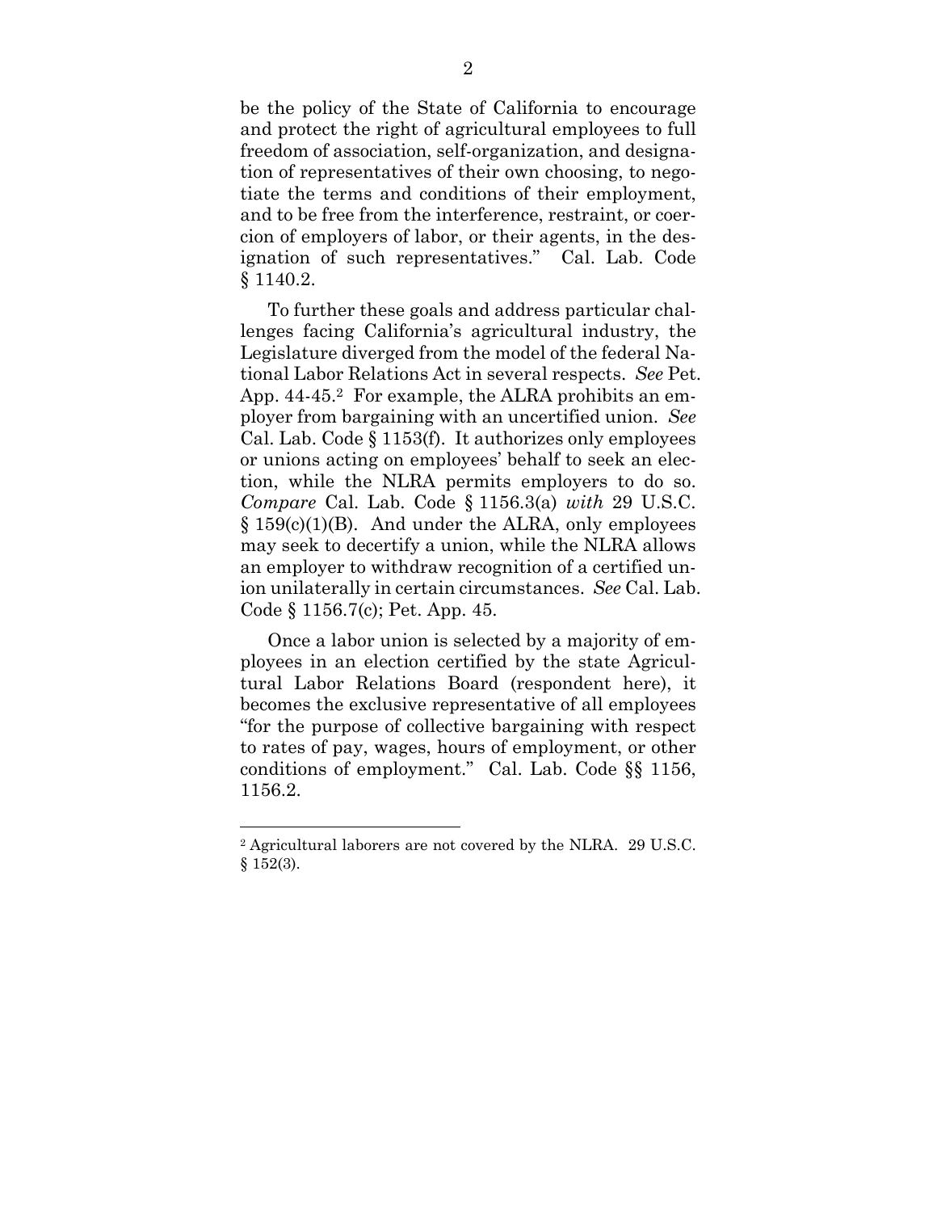be the policy of the State of California to encourage and protect the right of agricultural employees to full freedom of association, self-organization, and designation of representatives of their own choosing, to negotiate the terms and conditions of their employment, and to be free from the interference, restraint, or coercion of employers of labor, or their agents, in the designation of such representatives." Cal. Lab. Code § 1140.2.

To further these goals and address particular challenges facing California's agricultural industry, the Legislature diverged from the model of the federal National Labor Relations Act in several respects. *See* Pet. App. 44-45.[2] For example, the ALRA prohibits an employer from bargaining with an uncertified union. *See* Cal. Lab. Code § 1153(f). It authorizes only employees or unions acting on employees' behalf to seek an election, while the NLRA permits employers to do so. *Compare* Cal. Lab. Code § 1156.3(a) *with* 29 U.S.C. § 159(c)(1)(B). And under the ALRA, only employees may seek to decertify a union, while the NLRA allows an employer to withdraw recognition of a certified union unilaterally in certain circumstances. *See* Cal. Lab. Code § 1156.7(c); Pet. App. 45.

Once a labor union is selected by a majority of employees in an election certified by the state Agricultural Labor Relations Board (respondent here), it becomes the exclusive representative of all employees "for the purpose of collective bargaining with respect to rates of pay, wages, hours of employment, or other conditions of employment." Cal. Lab. Code §§ 1156, 1156.2.

---

[2] Agricultural laborers are not covered by the NLRA. 29 U.S.C. § 152(3).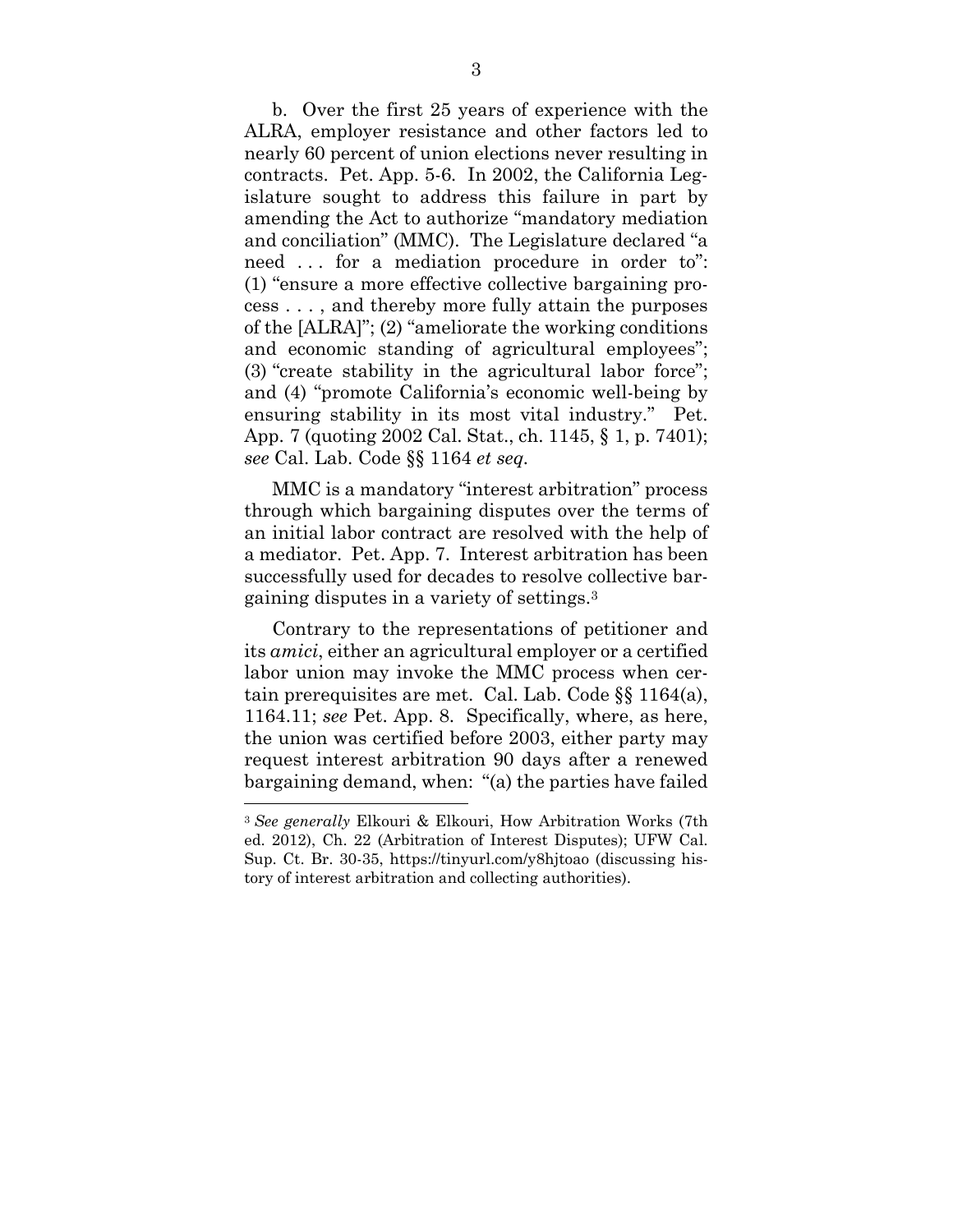b. Over the first 25 years of experience with the ALRA, employer resistance and other factors led to nearly 60 percent of union elections never resulting in contracts. Pet. App. 5-6. In 2002, the California Legislature sought to address this failure in part by amending the Act to authorize "mandatory mediation and conciliation" (MMC). The Legislature declared "a need . . . for a mediation procedure in order to": (1) "ensure a more effective collective bargaining process . . . , and thereby more fully attain the purposes of the [ALRA]"; (2) "ameliorate the working conditions and economic standing of agricultural employees"; (3) "create stability in the agricultural labor force"; and (4) "promote California's economic well-being by ensuring stability in its most vital industry." Pet. App. 7 (quoting 2002 Cal. Stat., ch. 1145, § 1, p. 7401); *see* Cal. Lab. Code §§ 1164 *et seq.*

MMC is a mandatory "interest arbitration" process through which bargaining disputes over the terms of an initial labor contract are resolved with the help of a mediator. Pet. App. 7. Interest arbitration has been successfully used for decades to resolve collective bargaining disputes in a variety of settings.[3]

Contrary to the representations of petitioner and its *amici*, either an agricultural employer or a certified labor union may invoke the MMC process when certain prerequisites are met. Cal. Lab. Code §§ 1164(a), 1164.11; *see* Pet. App. 8. Specifically, where, as here, the union was certified before 2003, either party may request interest arbitration 90 days after a renewed bargaining demand, when: "(a) the parties have failed

---

[3] *See generally* Elkouri & Elkouri, How Arbitration Works (7th ed. 2012), Ch. 22 (Arbitration of Interest Disputes); UFW Cal. Sup. Ct. Br. 30-35, https://tinyurl.com/y8hjtoao (discussing history of interest arbitration and collecting authorities).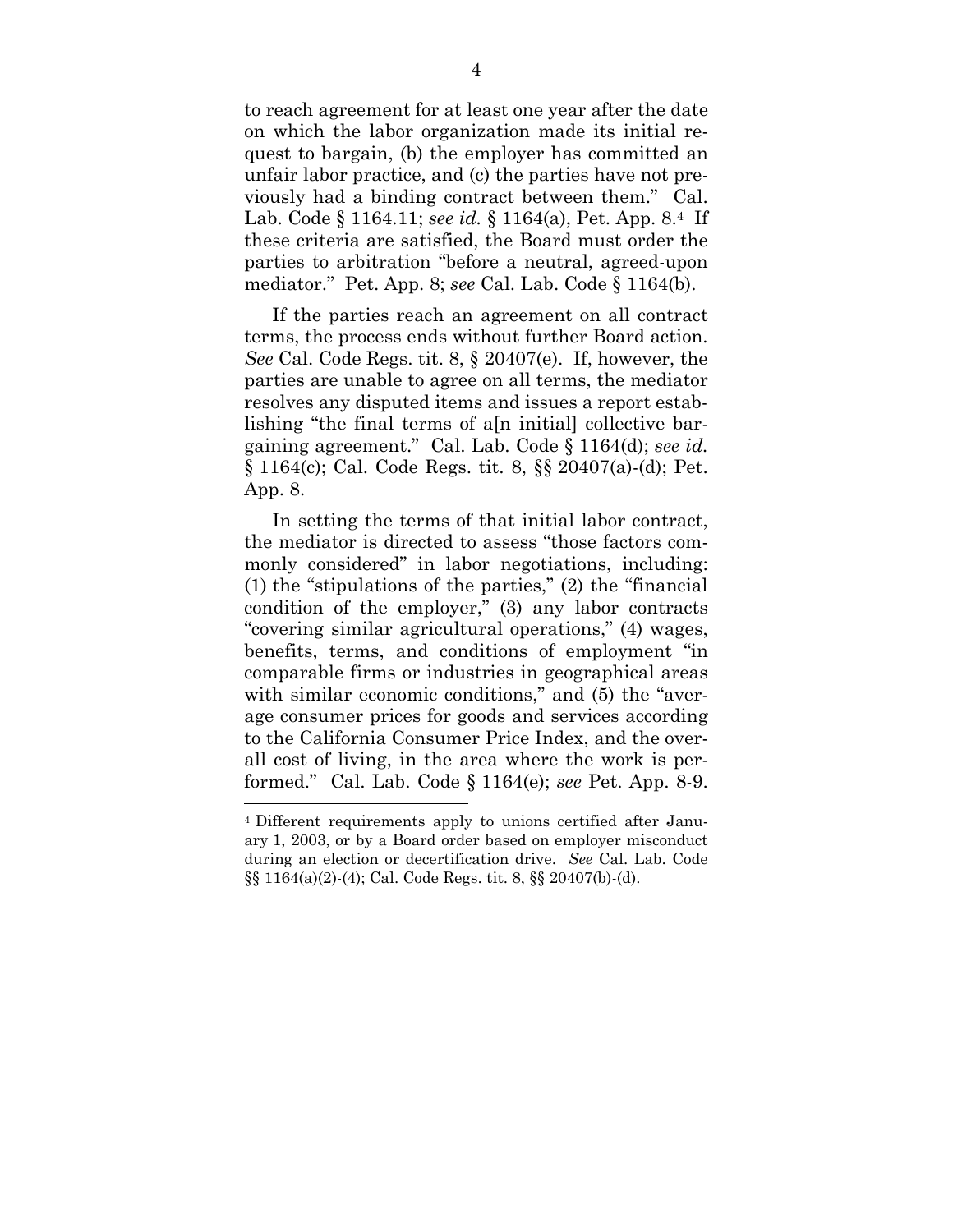to reach agreement for at least one year after the date on which the labor organization made its initial request to bargain, (b) the employer has committed an unfair labor practice, and (c) the parties have not previously had a binding contract between them." Cal. Lab. Code § 1164.11; *see id.* § 1164(a), Pet. App. 8.[4] If these criteria are satisfied, the Board must order the parties to arbitration "before a neutral, agreed-upon mediator." Pet. App. 8; *see* Cal. Lab. Code § 1164(b).

If the parties reach an agreement on all contract terms, the process ends without further Board action. *See* Cal. Code Regs. tit. 8, § 20407(e). If, however, the parties are unable to agree on all terms, the mediator resolves any disputed items and issues a report establishing "the final terms of a[n initial] collective bargaining agreement." Cal. Lab. Code § 1164(d); *see id.* § 1164(c); Cal. Code Regs. tit. 8, §§ 20407(a)-(d); Pet. App. 8.

In setting the terms of that initial labor contract, the mediator is directed to assess "those factors commonly considered" in labor negotiations, including: (1) the "stipulations of the parties," (2) the "financial condition of the employer," (3) any labor contracts "covering similar agricultural operations," (4) wages, benefits, terms, and conditions of employment "in comparable firms or industries in geographical areas with similar economic conditions," and (5) the "average consumer prices for goods and services according to the California Consumer Price Index, and the overall cost of living, in the area where the work is performed." Cal. Lab. Code § 1164(e); *see* Pet. App. 8-9.

---

[4] Different requirements apply to unions certified after January 1, 2003, or by a Board order based on employer misconduct during an election or decertification drive. *See* Cal. Lab. Code §§ 1164(a)(2)-(4); Cal. Code Regs. tit. 8, §§ 20407(b)-(d).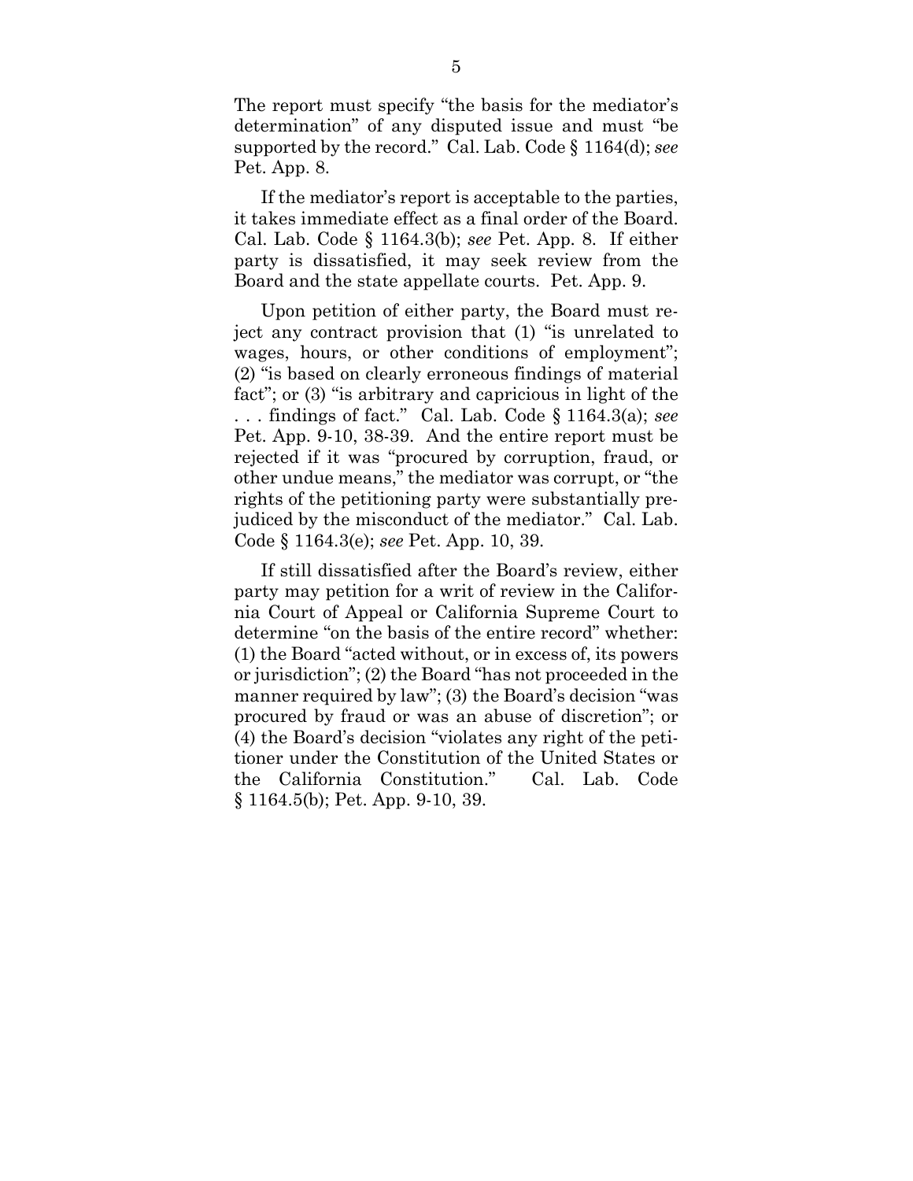The report must specify "the basis for the mediator's determination" of any disputed issue and must "be supported by the record." Cal. Lab. Code § 1164(d); *see* Pet. App. 8.

If the mediator's report is acceptable to the parties, it takes immediate effect as a final order of the Board. Cal. Lab. Code § 1164.3(b); *see* Pet. App. 8. If either party is dissatisfied, it may seek review from the Board and the state appellate courts. Pet. App. 9.

Upon petition of either party, the Board must reject any contract provision that (1) "is unrelated to wages, hours, or other conditions of employment"; (2) "is based on clearly erroneous findings of material fact"; or (3) "is arbitrary and capricious in light of the . . . findings of fact." Cal. Lab. Code § 1164.3(a); *see* Pet. App. 9-10, 38-39. And the entire report must be rejected if it was "procured by corruption, fraud, or other undue means," the mediator was corrupt, or "the rights of the petitioning party were substantially prejudiced by the misconduct of the mediator." Cal. Lab. Code § 1164.3(e); *see* Pet. App. 10, 39.

If still dissatisfied after the Board's review, either party may petition for a writ of review in the California Court of Appeal or California Supreme Court to determine "on the basis of the entire record" whether: (1) the Board "acted without, or in excess of, its powers or jurisdiction"; (2) the Board "has not proceeded in the manner required by law"; (3) the Board's decision "was procured by fraud or was an abuse of discretion"; or (4) the Board's decision "violates any right of the petitioner under the Constitution of the United States or the California Constitution." Cal. Lab. Code § 1164.5(b); Pet. App. 9-10, 39.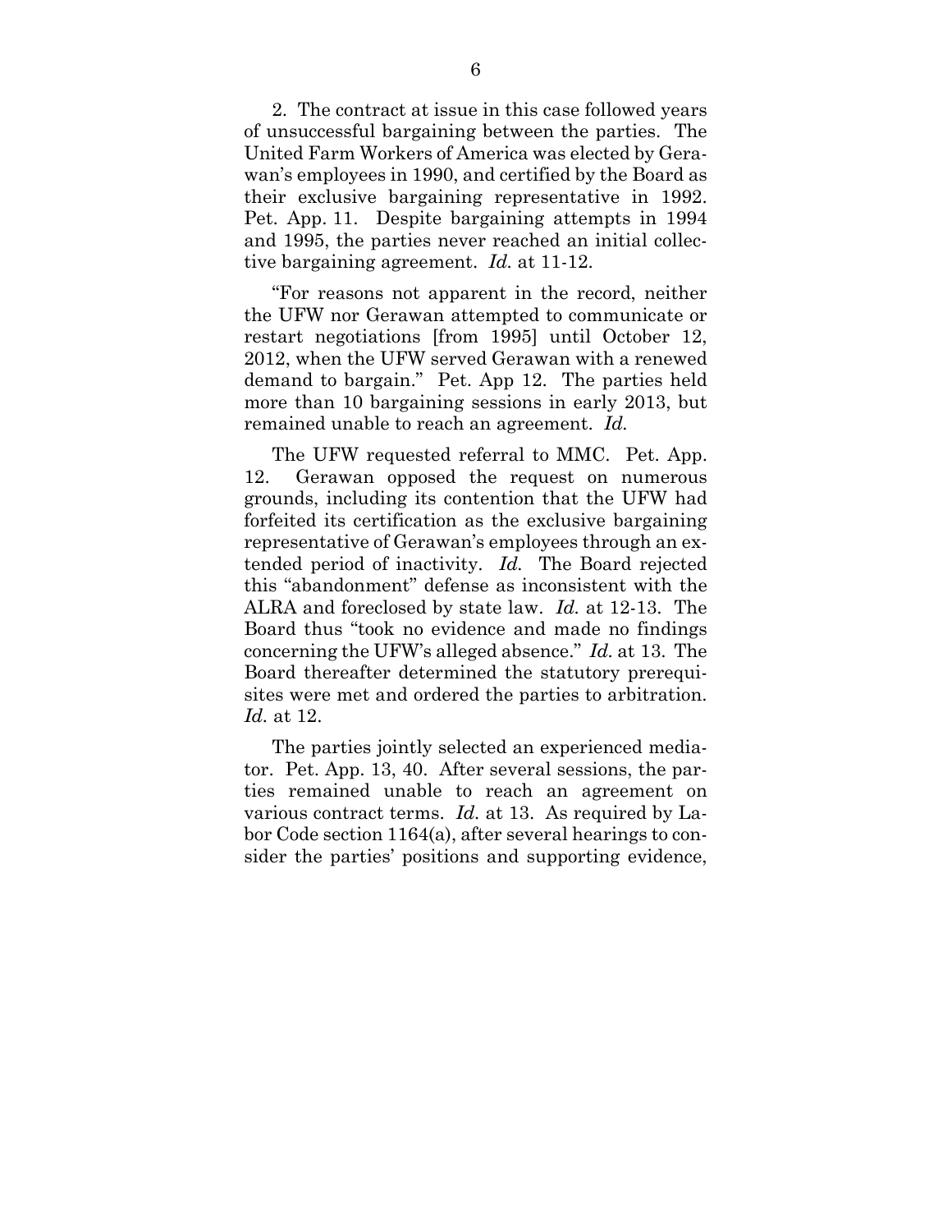2. The contract at issue in this case followed years of unsuccessful bargaining between the parties. The United Farm Workers of America was elected by Gerawan's employees in 1990, and certified by the Board as their exclusive bargaining representative in 1992. Pet. App. 11. Despite bargaining attempts in 1994 and 1995, the parties never reached an initial collective bargaining agreement. *Id.* at 11-12.

"For reasons not apparent in the record, neither the UFW nor Gerawan attempted to communicate or restart negotiations [from 1995] until October 12, 2012, when the UFW served Gerawan with a renewed demand to bargain." Pet. App 12. The parties held more than 10 bargaining sessions in early 2013, but remained unable to reach an agreement. *Id.*

The UFW requested referral to MMC. Pet. App. 12. Gerawan opposed the request on numerous grounds, including its contention that the UFW had forfeited its certification as the exclusive bargaining representative of Gerawan's employees through an extended period of inactivity. *Id.* The Board rejected this "abandonment" defense as inconsistent with the ALRA and foreclosed by state law. *Id.* at 12-13. The Board thus "took no evidence and made no findings concerning the UFW's alleged absence." *Id.* at 13. The Board thereafter determined the statutory prerequisites were met and ordered the parties to arbitration. *Id.* at 12.

The parties jointly selected an experienced mediator. Pet. App. 13, 40. After several sessions, the parties remained unable to reach an agreement on various contract terms. *Id.* at 13. As required by Labor Code section 1164(a), after several hearings to consider the parties' positions and supporting evidence,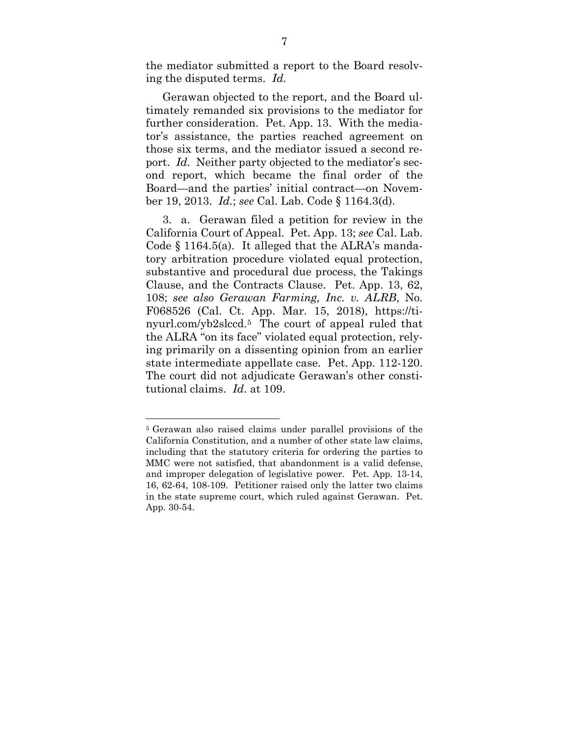the mediator submitted a report to the Board resolving the disputed terms. *Id.*

Gerawan objected to the report, and the Board ultimately remanded six provisions to the mediator for further consideration. Pet. App. 13. With the mediator's assistance, the parties reached agreement on those six terms, and the mediator issued a second report. *Id.* Neither party objected to the mediator's second report, which became the final order of the Board—and the parties' initial contract—on November 19, 2013. *Id.*; *see* Cal. Lab. Code § 1164.3(d).

3. a. Gerawan filed a petition for review in the California Court of Appeal. Pet. App. 13; *see* Cal. Lab. Code § 1164.5(a). It alleged that the ALRA's mandatory arbitration procedure violated equal protection, substantive and procedural due process, the Takings Clause, and the Contracts Clause. Pet. App. 13, 62, 108; *see also Gerawan Farming, Inc. v. ALRB*, No. F068526 (Cal. Ct. App. Mar. 15, 2018), https://tinyurl.com/yb2slccd.[5] The court of appeal ruled that the ALRA "on its face" violated equal protection, relying primarily on a dissenting opinion from an earlier state intermediate appellate case. Pet. App. 112-120. The court did not adjudicate Gerawan's other constitutional claims. *Id.* at 109.

---

[5] Gerawan also raised claims under parallel provisions of the California Constitution, and a number of other state law claims, including that the statutory criteria for ordering the parties to MMC were not satisfied, that abandonment is a valid defense, and improper delegation of legislative power. Pet. App. 13-14, 16, 62-64, 108-109. Petitioner raised only the latter two claims in the state supreme court, which ruled against Gerawan. Pet. App. 30-54.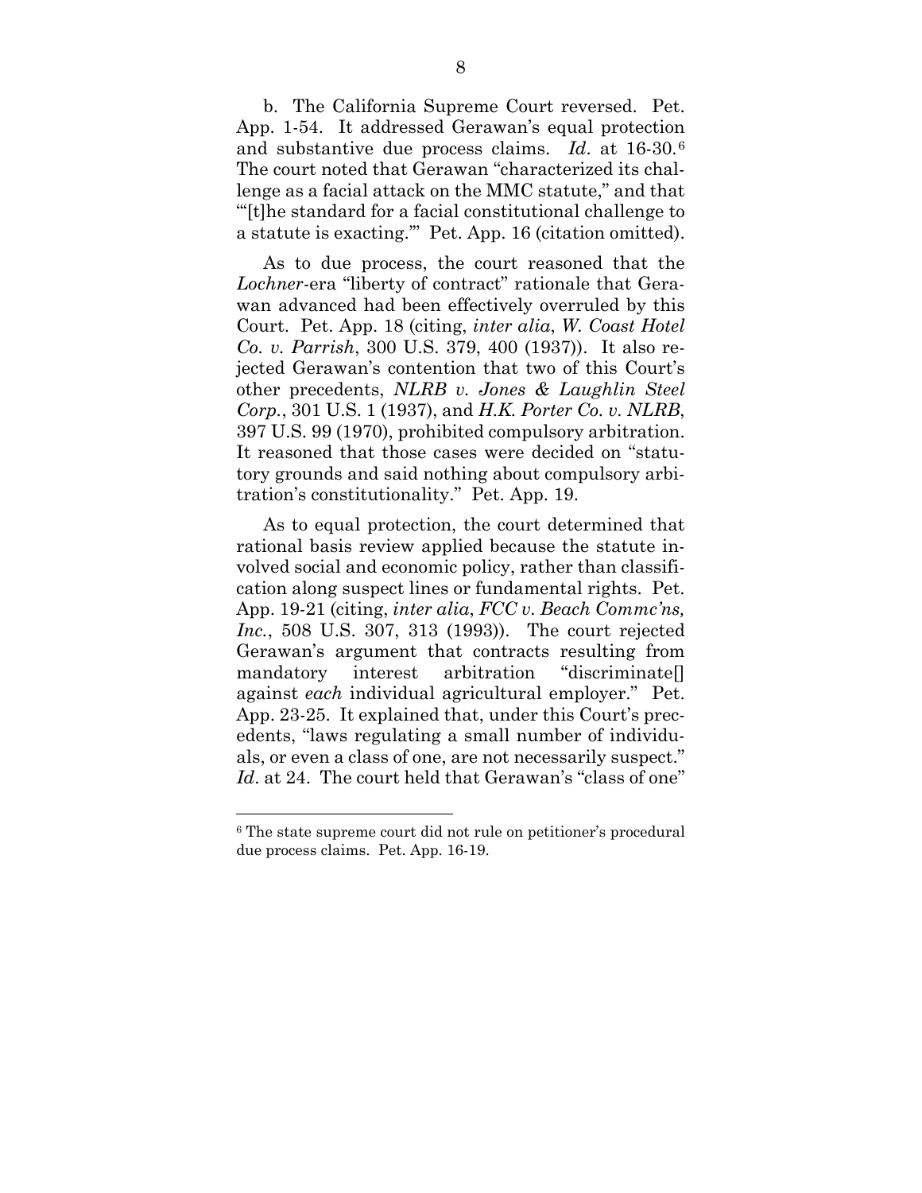b. The California Supreme Court reversed. Pet. App. 1-54. It addressed Gerawan's equal protection and substantive due process claims. *Id*. at 16-30.[6] The court noted that Gerawan "characterized its challenge as a facial attack on the MMC statute," and that "'[t]he standard for a facial constitutional challenge to a statute is exacting.'" Pet. App. 16 (citation omitted).

As to due process, the court reasoned that the *Lochner*-era "liberty of contract" rationale that Gerawan advanced had been effectively overruled by this Court. Pet. App. 18 (citing, *inter alia*, *W. Coast Hotel Co. v. Parrish*, 300 U.S. 379, 400 (1937)). It also rejected Gerawan's contention that two of this Court's other precedents, *NLRB v. Jones & Laughlin Steel Corp.*, 301 U.S. 1 (1937), and *H.K. Porter Co. v. NLRB*, 397 U.S. 99 (1970), prohibited compulsory arbitration. It reasoned that those cases were decided on "statutory grounds and said nothing about compulsory arbitration's constitutionality." Pet. App. 19.

As to equal protection, the court determined that rational basis review applied because the statute involved social and economic policy, rather than classification along suspect lines or fundamental rights. Pet. App. 19-21 (citing, *inter alia*, *FCC v. Beach Commc'ns, Inc.*, 508 U.S. 307, 313 (1993)). The court rejected Gerawan's argument that contracts resulting from mandatory interest arbitration "discriminate[] against *each* individual agricultural employer." Pet. App. 23-25. It explained that, under this Court's precedents, "laws regulating a small number of individuals, or even a class of one, are not necessarily suspect." *Id*. at 24. The court held that Gerawan's "class of one"

---

[6] The state supreme court did not rule on petitioner's procedural due process claims. Pet. App. 16-19.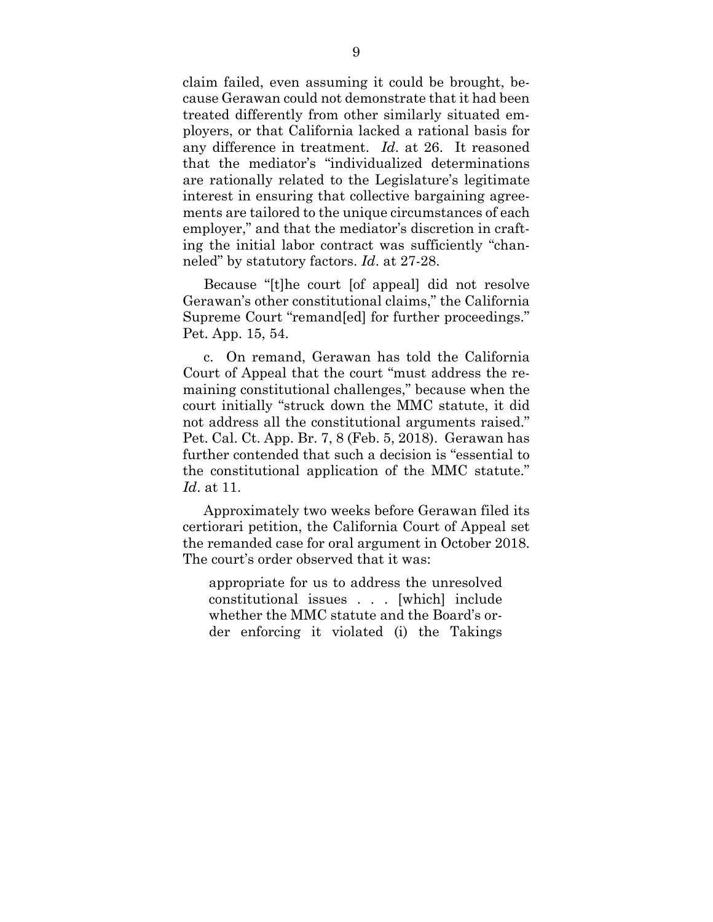claim failed, even assuming it could be brought, because Gerawan could not demonstrate that it had been treated differently from other similarly situated employers, or that California lacked a rational basis for any difference in treatment. *Id*. at 26. It reasoned that the mediator's "individualized determinations are rationally related to the Legislature's legitimate interest in ensuring that collective bargaining agreements are tailored to the unique circumstances of each employer," and that the mediator's discretion in crafting the initial labor contract was sufficiently "channeled" by statutory factors. *Id*. at 27-28.

Because "[t]he court [of appeal] did not resolve Gerawan's other constitutional claims," the California Supreme Court "remand[ed] for further proceedings." Pet. App. 15, 54.

c. On remand, Gerawan has told the California Court of Appeal that the court "must address the remaining constitutional challenges," because when the court initially "struck down the MMC statute, it did not address all the constitutional arguments raised." Pet. Cal. Ct. App. Br. 7, 8 (Feb. 5, 2018). Gerawan has further contended that such a decision is "essential to the constitutional application of the MMC statute." *Id*. at 11.

Approximately two weeks before Gerawan filed its certiorari petition, the California Court of Appeal set the remanded case for oral argument in October 2018. The court's order observed that it was:

> appropriate for us to address the unresolved constitutional issues . . . [which] include whether the MMC statute and the Board's order enforcing it violated (i) the Takings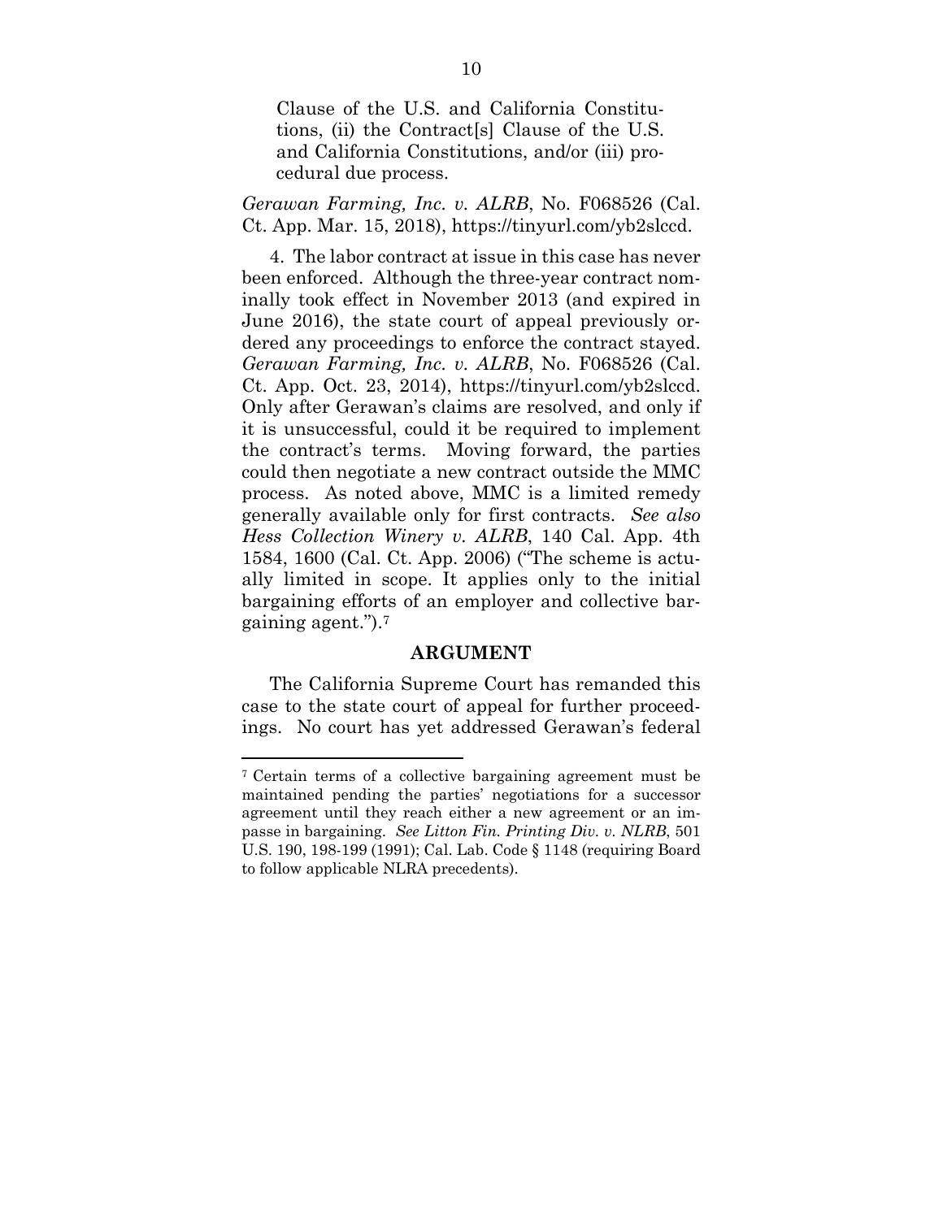> Clause of the U.S. and California Constitutions, (ii) the Contract[s] Clause of the U.S. and California Constitutions, and/or (iii) procedural due process.

*Gerawan Farming, Inc. v. ALRB*, No. F068526 (Cal. Ct. App. Mar. 15, 2018), https://tinyurl.com/yb2slccd.

4. The labor contract at issue in this case has never been enforced. Although the three-year contract nominally took effect in November 2013 (and expired in June 2016), the state court of appeal previously ordered any proceedings to enforce the contract stayed. *Gerawan Farming, Inc. v. ALRB*, No. F068526 (Cal. Ct. App. Oct. 23, 2014), https://tinyurl.com/yb2slccd. Only after Gerawan's claims are resolved, and only if it is unsuccessful, could it be required to implement the contract's terms. Moving forward, the parties could then negotiate a new contract outside the MMC process. As noted above, MMC is a limited remedy generally available only for first contracts. *See also Hess Collection Winery v. ALRB*, 140 Cal. App. 4th 1584, 1600 (Cal. Ct. App. 2006) ("The scheme is actually limited in scope. It applies only to the initial bargaining efforts of an employer and collective bargaining agent.").[7]

## ARGUMENT

The California Supreme Court has remanded this case to the state court of appeal for further proceedings. No court has yet addressed Gerawan's federal

---

[7] Certain terms of a collective bargaining agreement must be maintained pending the parties' negotiations for a successor agreement until they reach either a new agreement or an impasse in bargaining. *See Litton Fin. Printing Div. v. NLRB*, 501 U.S. 190, 198-199 (1991); Cal. Lab. Code § 1148 (requiring Board to follow applicable NLRA precedents).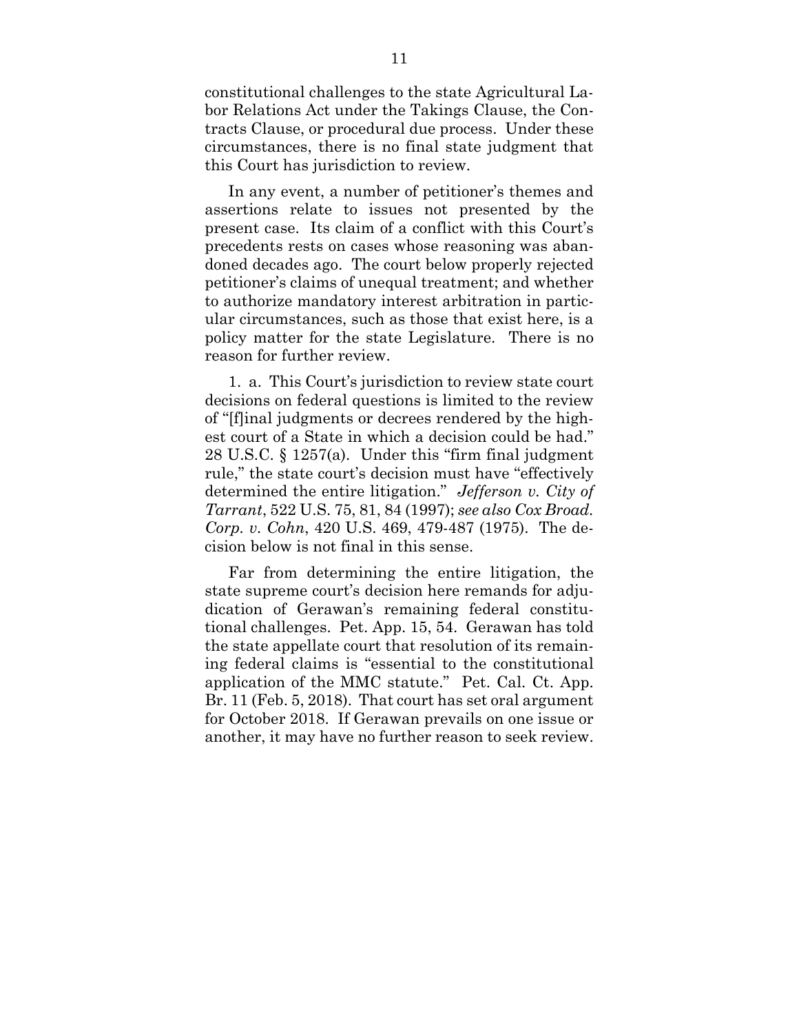constitutional challenges to the state Agricultural Labor Relations Act under the Takings Clause, the Contracts Clause, or procedural due process. Under these circumstances, there is no final state judgment that this Court has jurisdiction to review.

In any event, a number of petitioner's themes and assertions relate to issues not presented by the present case. Its claim of a conflict with this Court's precedents rests on cases whose reasoning was abandoned decades ago. The court below properly rejected petitioner's claims of unequal treatment; and whether to authorize mandatory interest arbitration in particular circumstances, such as those that exist here, is a policy matter for the state Legislature. There is no reason for further review.

1. a. This Court's jurisdiction to review state court decisions on federal questions is limited to the review of "[f]inal judgments or decrees rendered by the highest court of a State in which a decision could be had." 28 U.S.C. § 1257(a). Under this "firm final judgment rule," the state court's decision must have "effectively determined the entire litigation." *Jefferson v. City of Tarrant*, 522 U.S. 75, 81, 84 (1997); *see also Cox Broad. Corp. v. Cohn*, 420 U.S. 469, 479-487 (1975). The decision below is not final in this sense.

Far from determining the entire litigation, the state supreme court's decision here remands for adjudication of Gerawan's remaining federal constitutional challenges. Pet. App. 15, 54. Gerawan has told the state appellate court that resolution of its remaining federal claims is "essential to the constitutional application of the MMC statute." Pet. Cal. Ct. App. Br. 11 (Feb. 5, 2018). That court has set oral argument for October 2018. If Gerawan prevails on one issue or another, it may have no further reason to seek review.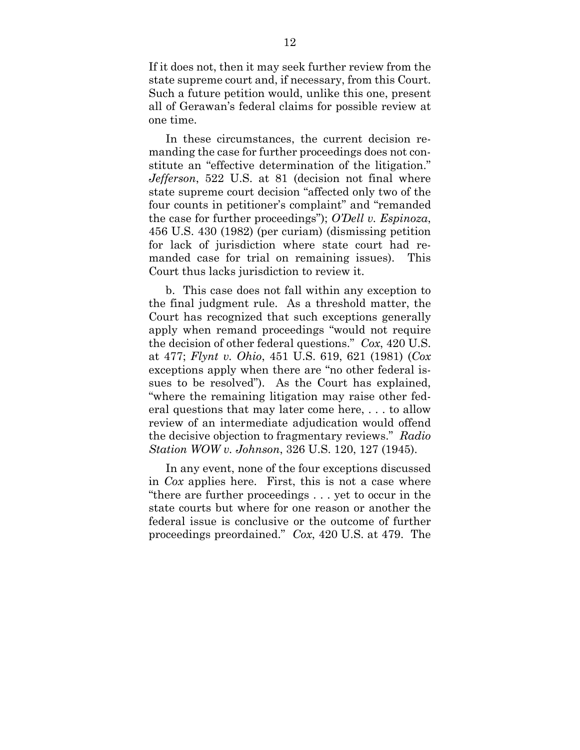If it does not, then it may seek further review from the state supreme court and, if necessary, from this Court. Such a future petition would, unlike this one, present all of Gerawan's federal claims for possible review at one time.

In these circumstances, the current decision remanding the case for further proceedings does not constitute an "effective determination of the litigation." *Jefferson*, 522 U.S. at 81 (decision not final where state supreme court decision "affected only two of the four counts in petitioner's complaint" and "remanded the case for further proceedings"); *O'Dell v. Espinoza*, 456 U.S. 430 (1982) (per curiam) (dismissing petition for lack of jurisdiction where state court had remanded case for trial on remaining issues). This Court thus lacks jurisdiction to review it.

b. This case does not fall within any exception to the final judgment rule. As a threshold matter, the Court has recognized that such exceptions generally apply when remand proceedings "would not require the decision of other federal questions." *Cox*, 420 U.S. at 477; *Flynt v. Ohio*, 451 U.S. 619, 621 (1981) (*Cox* exceptions apply when there are "no other federal issues to be resolved"). As the Court has explained, "where the remaining litigation may raise other federal questions that may later come here, . . . to allow review of an intermediate adjudication would offend the decisive objection to fragmentary reviews." *Radio Station WOW v. Johnson*, 326 U.S. 120, 127 (1945).

In any event, none of the four exceptions discussed in *Cox* applies here. First, this is not a case where "there are further proceedings . . . yet to occur in the state courts but where for one reason or another the federal issue is conclusive or the outcome of further proceedings preordained." *Cox*, 420 U.S. at 479. The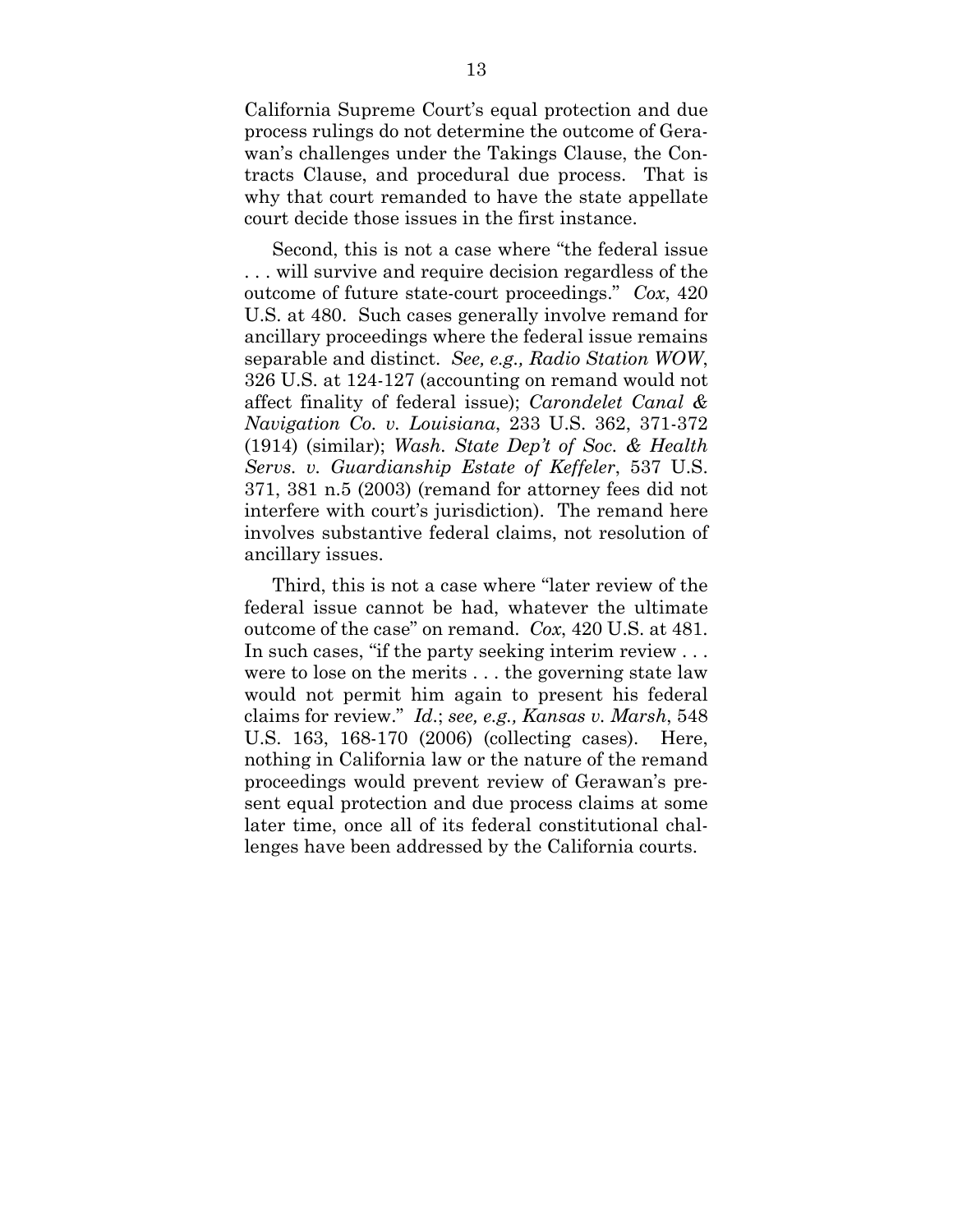California Supreme Court's equal protection and due process rulings do not determine the outcome of Gerawan's challenges under the Takings Clause, the Contracts Clause, and procedural due process. That is why that court remanded to have the state appellate court decide those issues in the first instance.

Second, this is not a case where "the federal issue . . . will survive and require decision regardless of the outcome of future state-court proceedings." *Cox*, 420 U.S. at 480. Such cases generally involve remand for ancillary proceedings where the federal issue remains separable and distinct. *See, e.g., Radio Station WOW*, 326 U.S. at 124-127 (accounting on remand would not affect finality of federal issue); *Carondelet Canal & Navigation Co. v. Louisiana*, 233 U.S. 362, 371-372 (1914) (similar); *Wash. State Dep't of Soc. & Health Servs. v. Guardianship Estate of Keffeler*, 537 U.S. 371, 381 n.5 (2003) (remand for attorney fees did not interfere with court's jurisdiction). The remand here involves substantive federal claims, not resolution of ancillary issues.

Third, this is not a case where "later review of the federal issue cannot be had, whatever the ultimate outcome of the case" on remand. *Cox*, 420 U.S. at 481. In such cases, "if the party seeking interim review . . . were to lose on the merits . . . the governing state law would not permit him again to present his federal claims for review." *Id.*; *see, e.g., Kansas v. Marsh*, 548 U.S. 163, 168-170 (2006) (collecting cases). Here, nothing in California law or the nature of the remand proceedings would prevent review of Gerawan's present equal protection and due process claims at some later time, once all of its federal constitutional challenges have been addressed by the California courts.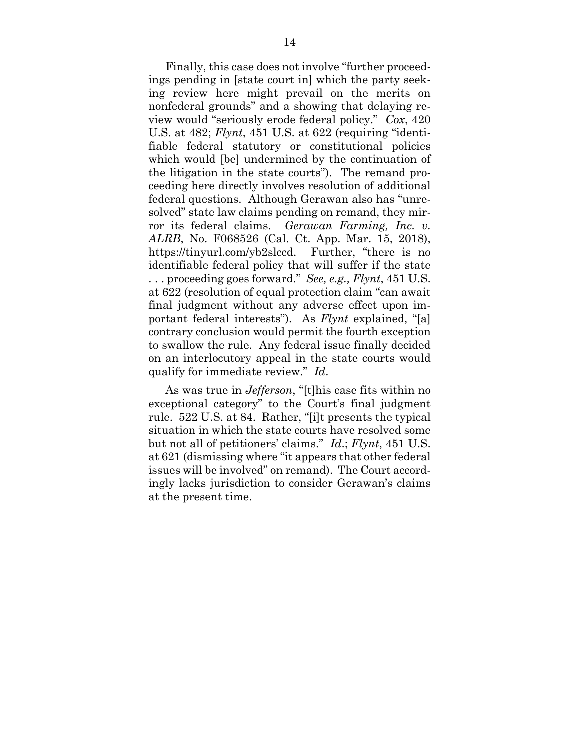Finally, this case does not involve "further proceedings pending in [state court in] which the party seeking review here might prevail on the merits on nonfederal grounds" and a showing that delaying review would "seriously erode federal policy." *Cox*, 420 U.S. at 482; *Flynt*, 451 U.S. at 622 (requiring "identifiable federal statutory or constitutional policies which would [be] undermined by the continuation of the litigation in the state courts"). The remand proceeding here directly involves resolution of additional federal questions. Although Gerawan also has "unresolved" state law claims pending on remand, they mirror its federal claims. *Gerawan Farming, Inc. v. ALRB*, No. F068526 (Cal. Ct. App. Mar. 15, 2018), https://tinyurl.com/yb2slccd. Further, "there is no identifiable federal policy that will suffer if the state . . . proceeding goes forward." *See, e.g., Flynt*, 451 U.S. at 622 (resolution of equal protection claim "can await final judgment without any adverse effect upon important federal interests"). As *Flynt* explained, "[a] contrary conclusion would permit the fourth exception to swallow the rule. Any federal issue finally decided on an interlocutory appeal in the state courts would qualify for immediate review." *Id*.

As was true in *Jefferson*, "[t]his case fits within no exceptional category" to the Court's final judgment rule. 522 U.S. at 84. Rather, "[i]t presents the typical situation in which the state courts have resolved some but not all of petitioners' claims." *Id*.; *Flynt*, 451 U.S. at 621 (dismissing where "it appears that other federal issues will be involved" on remand). The Court accordingly lacks jurisdiction to consider Gerawan's claims at the present time.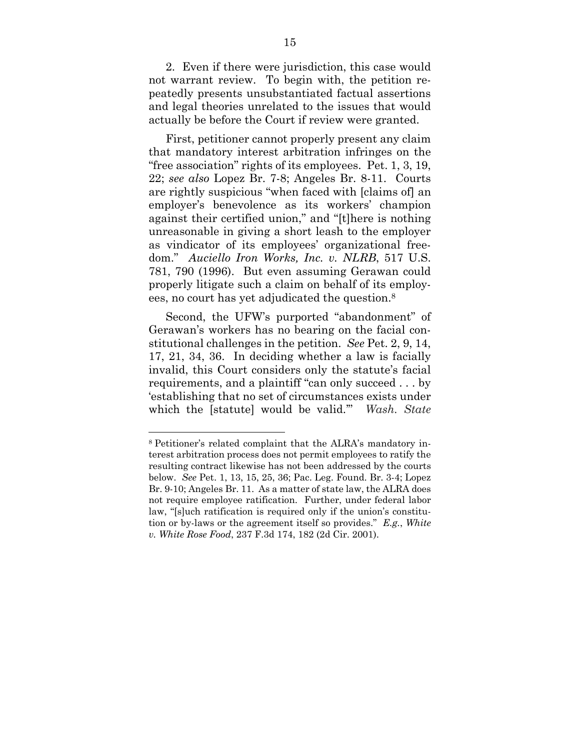2. Even if there were jurisdiction, this case would not warrant review. To begin with, the petition repeatedly presents unsubstantiated factual assertions and legal theories unrelated to the issues that would actually be before the Court if review were granted.

First, petitioner cannot properly present any claim that mandatory interest arbitration infringes on the "free association" rights of its employees. Pet. 1, 3, 19, 22; *see also* Lopez Br. 7-8; Angeles Br. 8-11. Courts are rightly suspicious "when faced with [claims of] an employer's benevolence as its workers' champion against their certified union," and "[t]here is nothing unreasonable in giving a short leash to the employer as vindicator of its employees' organizational freedom." *Auciello Iron Works, Inc. v. NLRB*, 517 U.S. 781, 790 (1996). But even assuming Gerawan could properly litigate such a claim on behalf of its employees, no court has yet adjudicated the question.[8]

Second, the UFW's purported "abandonment" of Gerawan's workers has no bearing on the facial constitutional challenges in the petition. *See* Pet. 2, 9, 14, 17, 21, 34, 36. In deciding whether a law is facially invalid, this Court considers only the statute's facial requirements, and a plaintiff "can only succeed . . . by 'establishing that no set of circumstances exists under which the [statute] would be valid.'" *Wash. State*

---

[8] Petitioner's related complaint that the ALRA's mandatory interest arbitration process does not permit employees to ratify the resulting contract likewise has not been addressed by the courts below. *See* Pet. 1, 13, 15, 25, 36; Pac. Leg. Found. Br. 3-4; Lopez Br. 9-10; Angeles Br. 11. As a matter of state law, the ALRA does not require employee ratification. Further, under federal labor law, "[s]uch ratification is required only if the union's constitution or by-laws or the agreement itself so provides." *E.g.*, *White v. White Rose Food*, 237 F.3d 174, 182 (2d Cir. 2001).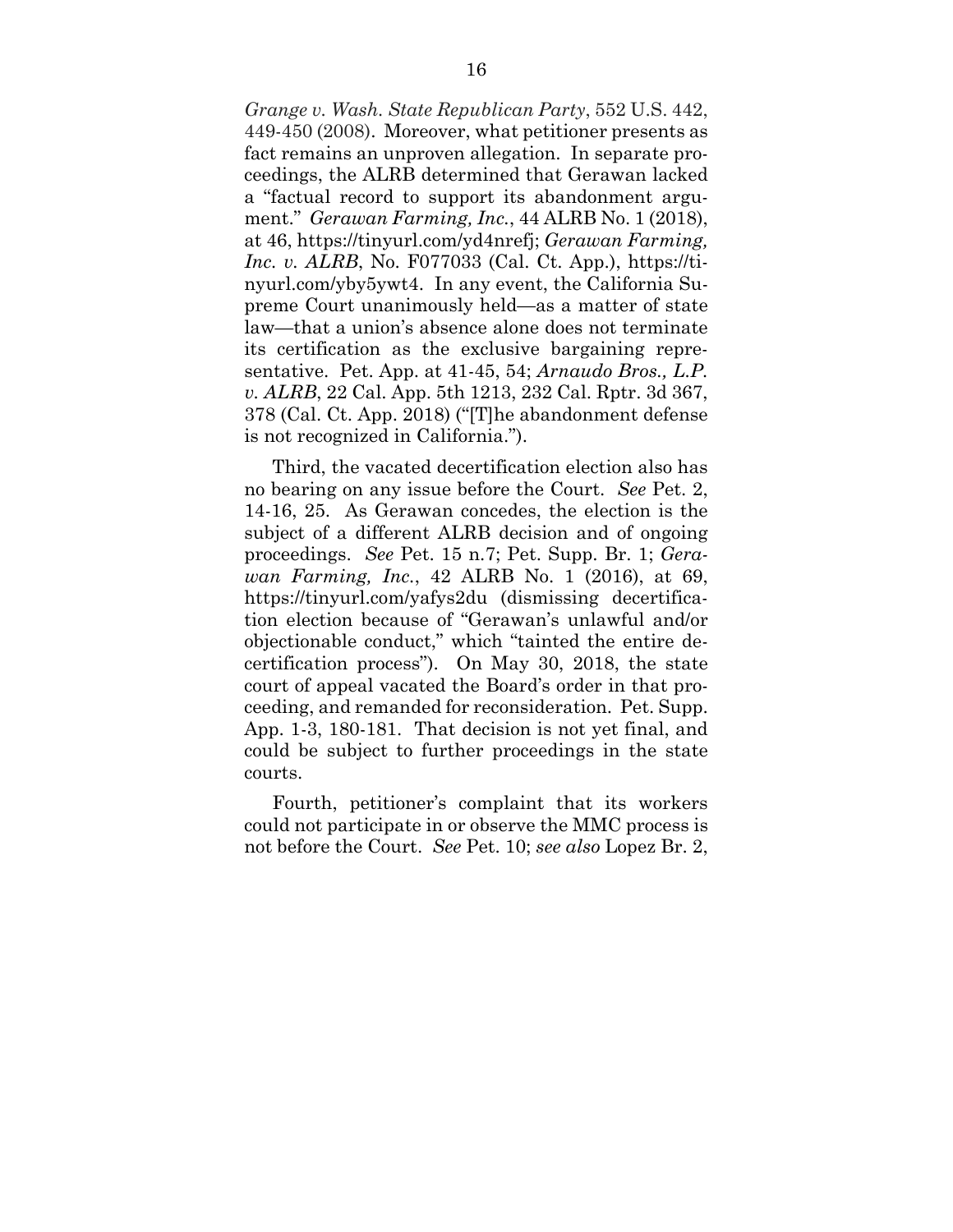*Grange v. Wash. State Republican Party*, 552 U.S. 442, 449-450 (2008). Moreover, what petitioner presents as fact remains an unproven allegation. In separate proceedings, the ALRB determined that Gerawan lacked a "factual record to support its abandonment argument." *Gerawan Farming, Inc.*, 44 ALRB No. 1 (2018), at 46, https://tinyurl.com/yd4nrefj; *Gerawan Farming, Inc. v. ALRB*, No. F077033 (Cal. Ct. App.), https://tinyurl.com/yby5ywt4. In any event, the California Supreme Court unanimously held—as a matter of state law—that a union's absence alone does not terminate its certification as the exclusive bargaining representative. Pet. App. at 41-45, 54; *Arnaudo Bros., L.P. v. ALRB*, 22 Cal. App. 5th 1213, 232 Cal. Rptr. 3d 367, 378 (Cal. Ct. App. 2018) ("[T]he abandonment defense is not recognized in California.").

Third, the vacated decertification election also has no bearing on any issue before the Court. *See* Pet. 2, 14-16, 25. As Gerawan concedes, the election is the subject of a different ALRB decision and of ongoing proceedings. *See* Pet. 15 n.7; Pet. Supp. Br. 1; *Gerawan Farming, Inc.*, 42 ALRB No. 1 (2016), at 69, https://tinyurl.com/yafys2du (dismissing decertification election because of "Gerawan's unlawful and/or objectionable conduct," which "tainted the entire decertification process"). On May 30, 2018, the state court of appeal vacated the Board's order in that proceeding, and remanded for reconsideration. Pet. Supp. App. 1-3, 180-181. That decision is not yet final, and could be subject to further proceedings in the state courts.

Fourth, petitioner's complaint that its workers could not participate in or observe the MMC process is not before the Court. *See* Pet. 10; *see also* Lopez Br. 2,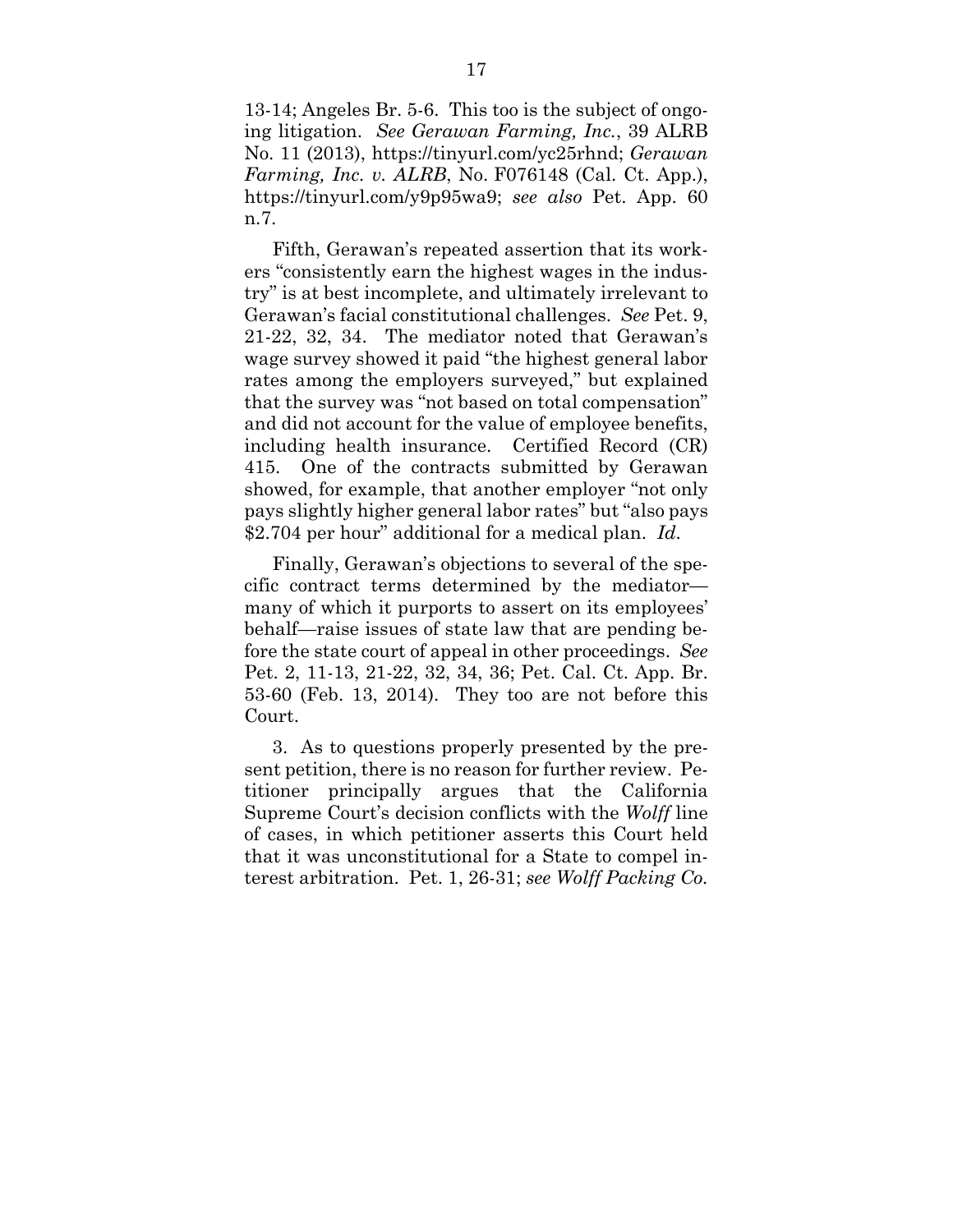13-14; Angeles Br. 5-6. This too is the subject of ongoing litigation. *See Gerawan Farming, Inc.*, 39 ALRB No. 11 (2013), https://tinyurl.com/yc25rhnd; *Gerawan Farming, Inc. v. ALRB*, No. F076148 (Cal. Ct. App.), https://tinyurl.com/y9p95wa9; *see also* Pet. App. 60 n.7.

Fifth, Gerawan's repeated assertion that its workers "consistently earn the highest wages in the industry" is at best incomplete, and ultimately irrelevant to Gerawan's facial constitutional challenges. *See* Pet. 9, 21-22, 32, 34. The mediator noted that Gerawan's wage survey showed it paid "the highest general labor rates among the employers surveyed," but explained that the survey was "not based on total compensation" and did not account for the value of employee benefits, including health insurance. Certified Record (CR) 415. One of the contracts submitted by Gerawan showed, for example, that another employer "not only pays slightly higher general labor rates" but "also pays $2.704 per hour" additional for a medical plan. *Id*.

Finally, Gerawan's objections to several of the specific contract terms determined by the mediator—many of which it purports to assert on its employees' behalf—raise issues of state law that are pending before the state court of appeal in other proceedings. *See* Pet. 2, 11-13, 21-22, 32, 34, 36; Pet. Cal. Ct. App. Br. 53-60 (Feb. 13, 2014). They too are not before this Court.

3. As to questions properly presented by the present petition, there is no reason for further review. Petitioner principally argues that the California Supreme Court's decision conflicts with the *Wolff* line of cases, in which petitioner asserts this Court held that it was unconstitutional for a State to compel interest arbitration. Pet. 1, 26-31; *see Wolff Packing Co.*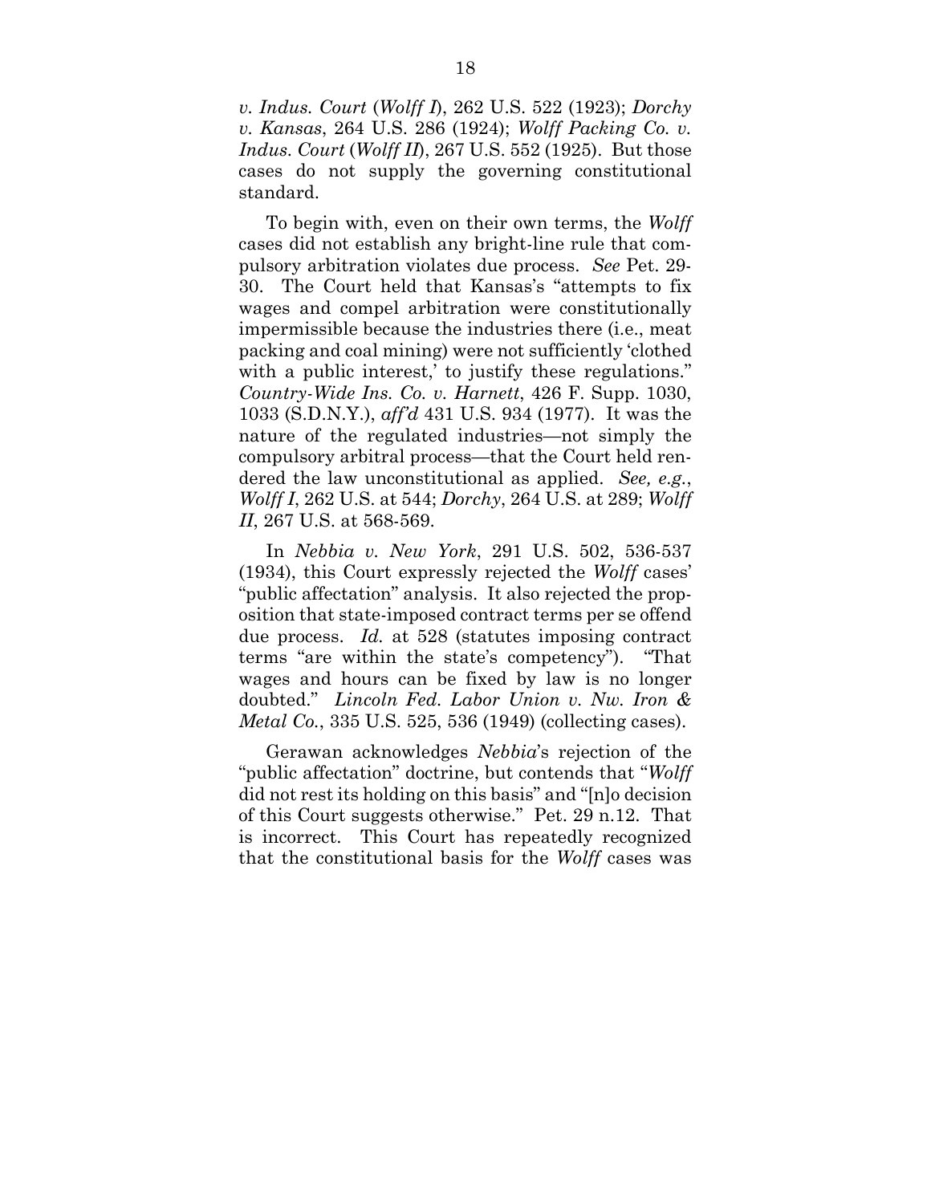*v. Indus. Court* (*Wolff I*), 262 U.S. 522 (1923); *Dorchy v. Kansas*, 264 U.S. 286 (1924); *Wolff Packing Co. v. Indus. Court* (*Wolff II*), 267 U.S. 552 (1925). But those cases do not supply the governing constitutional standard.

To begin with, even on their own terms, the *Wolff* cases did not establish any bright-line rule that compulsory arbitration violates due process. *See* Pet. 29-30. The Court held that Kansas's "attempts to fix wages and compel arbitration were constitutionally impermissible because the industries there (i.e., meat packing and coal mining) were not sufficiently 'clothed with a public interest,' to justify these regulations." *Country-Wide Ins. Co. v. Harnett*, 426 F. Supp. 1030, 1033 (S.D.N.Y.), *aff'd* 431 U.S. 934 (1977). It was the nature of the regulated industries—not simply the compulsory arbitral process—that the Court held rendered the law unconstitutional as applied. *See, e.g.*, *Wolff I*, 262 U.S. at 544; *Dorchy*, 264 U.S. at 289; *Wolff II*, 267 U.S. at 568-569.

In *Nebbia v. New York*, 291 U.S. 502, 536-537 (1934), this Court expressly rejected the *Wolff* cases' "public affectation" analysis. It also rejected the proposition that state-imposed contract terms per se offend due process. *Id.* at 528 (statutes imposing contract terms "are within the state's competency"). "That wages and hours can be fixed by law is no longer doubted." *Lincoln Fed. Labor Union v. Nw. Iron & Metal Co.*, 335 U.S. 525, 536 (1949) (collecting cases).

Gerawan acknowledges *Nebbia*'s rejection of the "public affectation" doctrine, but contends that "*Wolff* did not rest its holding on this basis" and "[n]o decision of this Court suggests otherwise." Pet. 29 n.12. That is incorrect. This Court has repeatedly recognized that the constitutional basis for the *Wolff* cases was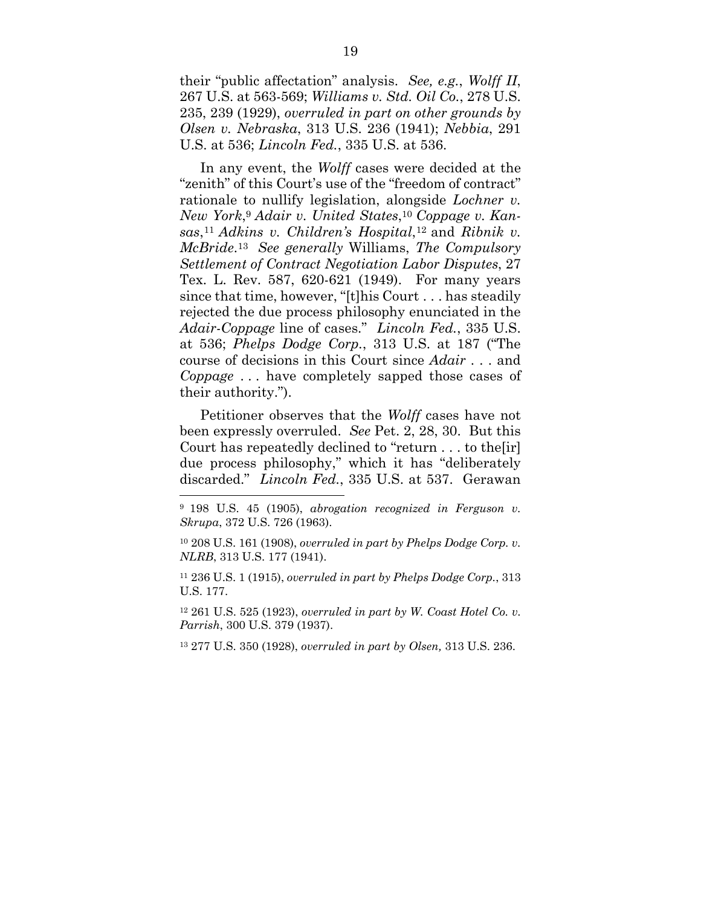their "public affectation" analysis. *See, e.g.*, *Wolff II*, 267 U.S. at 563-569; *Williams v. Std. Oil Co.*, 278 U.S. 235, 239 (1929), *overruled in part on other grounds by Olsen v. Nebraska*, 313 U.S. 236 (1941); *Nebbia*, 291 U.S. at 536; *Lincoln Fed.*, 335 U.S. at 536.

In any event, the *Wolff* cases were decided at the "zenith" of this Court's use of the "freedom of contract" rationale to nullify legislation, alongside *Lochner v. New York*,[9] *Adair v. United States*,[10] *Coppage v. Kansas*,[11] *Adkins v. Children's Hospital*,[12] and *Ribnik v. McBride*.[13] *See generally* Williams, *The Compulsory Settlement of Contract Negotiation Labor Disputes*, 27 Tex. L. Rev. 587, 620-621 (1949). For many years since that time, however, "[t]his Court . . . has steadily rejected the due process philosophy enunciated in the *Adair-Coppage* line of cases." *Lincoln Fed.*, 335 U.S. at 536; *Phelps Dodge Corp.*, 313 U.S. at 187 ("The course of decisions in this Court since *Adair* . . . and *Coppage* . . . have completely sapped those cases of their authority.").

Petitioner observes that the *Wolff* cases have not been expressly overruled. *See* Pet. 2, 28, 30. But this Court has repeatedly declined to "return . . . to the[ir] due process philosophy," which it has "deliberately discarded." *Lincoln Fed.*, 335 U.S. at 537. Gerawan

---

[9] 198 U.S. 45 (1905), *abrogation recognized in Ferguson v. Skrupa*, 372 U.S. 726 (1963).

[10] 208 U.S. 161 (1908), *overruled in part by Phelps Dodge Corp. v. NLRB*, 313 U.S. 177 (1941).

[11] 236 U.S. 1 (1915), *overruled in part by Phelps Dodge Corp.*, 313 U.S. 177.

[12] 261 U.S. 525 (1923), *overruled in part by W. Coast Hotel Co. v. Parrish*, 300 U.S. 379 (1937).

[13] 277 U.S. 350 (1928), *overruled in part by Olsen,* 313 U.S. 236.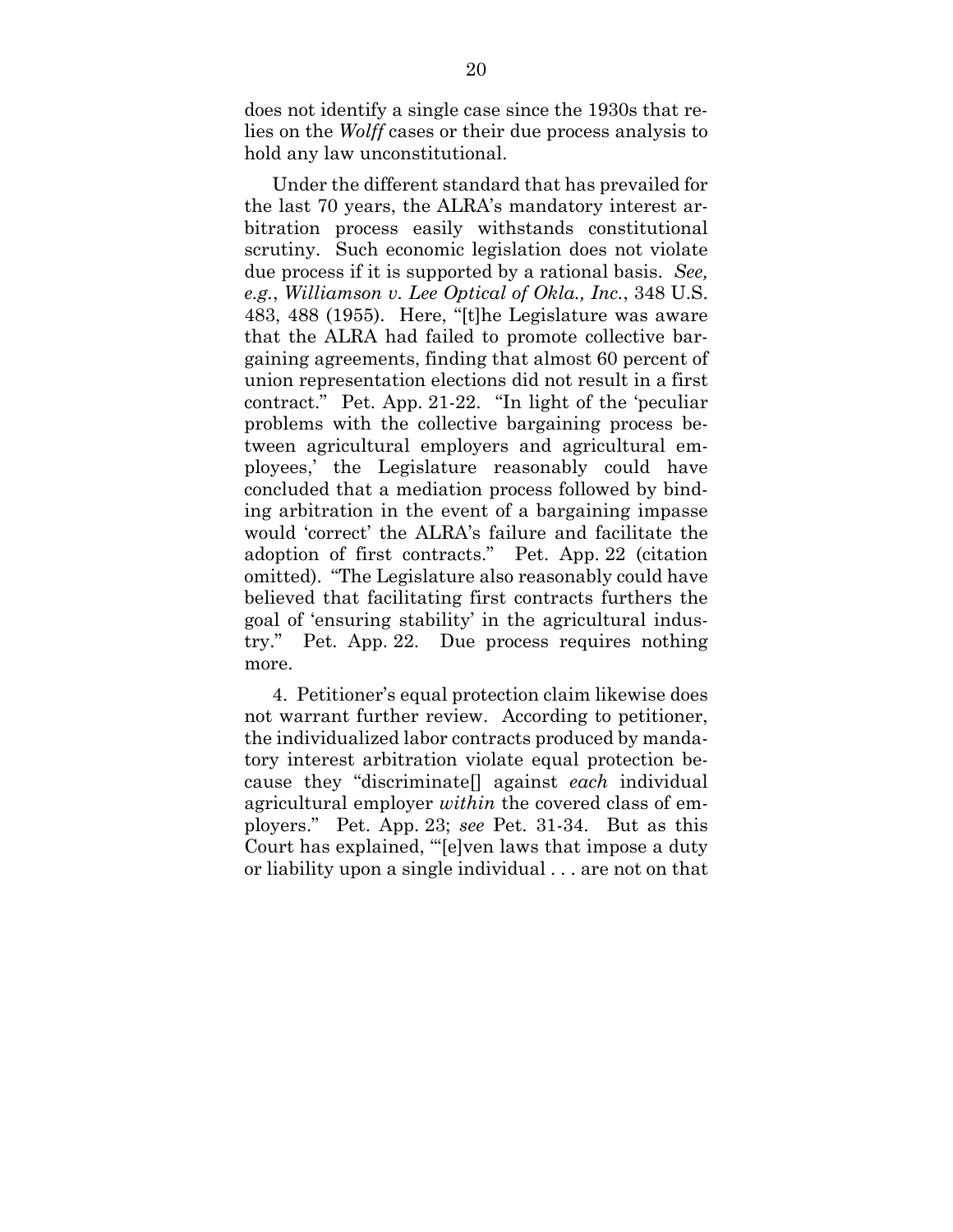does not identify a single case since the 1930s that relies on the *Wolff* cases or their due process analysis to hold any law unconstitutional.

Under the different standard that has prevailed for the last 70 years, the ALRA's mandatory interest arbitration process easily withstands constitutional scrutiny. Such economic legislation does not violate due process if it is supported by a rational basis. *See, e.g.*, *Williamson v. Lee Optical of Okla., Inc.*, 348 U.S. 483, 488 (1955). Here, "[t]he Legislature was aware that the ALRA had failed to promote collective bargaining agreements, finding that almost 60 percent of union representation elections did not result in a first contract." Pet. App. 21-22. "In light of the 'peculiar problems with the collective bargaining process between agricultural employers and agricultural employees,' the Legislature reasonably could have concluded that a mediation process followed by binding arbitration in the event of a bargaining impasse would 'correct' the ALRA's failure and facilitate the adoption of first contracts." Pet. App. 22 (citation omitted). "The Legislature also reasonably could have believed that facilitating first contracts furthers the goal of 'ensuring stability' in the agricultural industry." Pet. App. 22. Due process requires nothing more.

4. Petitioner's equal protection claim likewise does not warrant further review. According to petitioner, the individualized labor contracts produced by mandatory interest arbitration violate equal protection because they "discriminate[] against *each* individual agricultural employer *within* the covered class of employers." Pet. App. 23; *see* Pet. 31-34. But as this Court has explained, "'[e]ven laws that impose a duty or liability upon a single individual . . . are not on that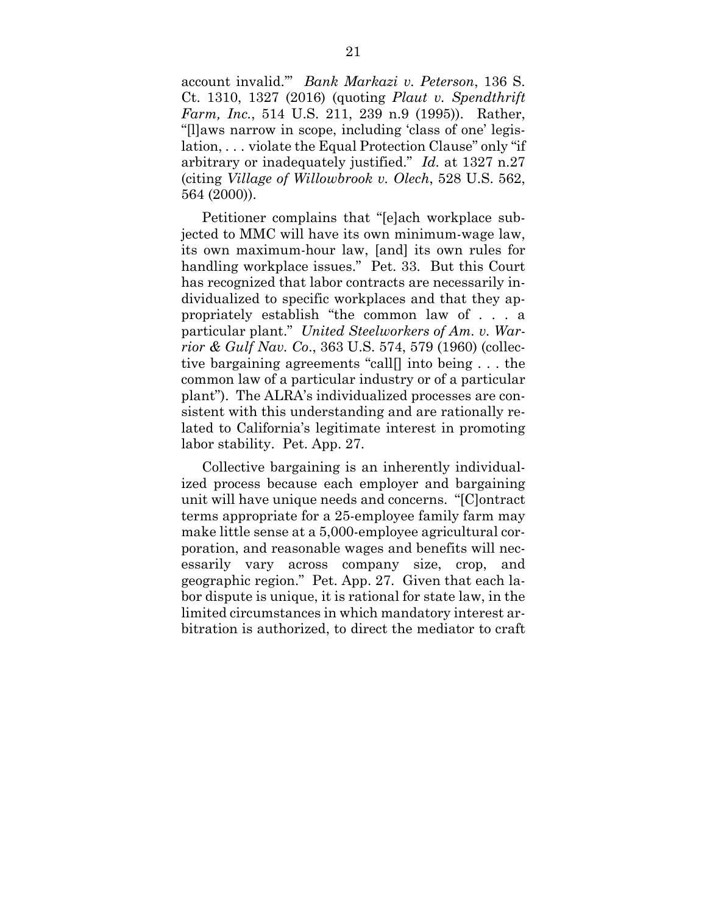account invalid.'" *Bank Markazi v. Peterson*, 136 S. Ct. 1310, 1327 (2016) (quoting *Plaut v. Spendthrift Farm, Inc.*, 514 U.S. 211, 239 n.9 (1995)). Rather, "[l]aws narrow in scope, including 'class of one' legislation, . . . violate the Equal Protection Clause" only "if arbitrary or inadequately justified." *Id.* at 1327 n.27 (citing *Village of Willowbrook v. Olech*, 528 U.S. 562, 564 (2000)).

Petitioner complains that "[e]ach workplace subjected to MMC will have its own minimum-wage law, its own maximum-hour law, [and] its own rules for handling workplace issues." Pet. 33. But this Court has recognized that labor contracts are necessarily individualized to specific workplaces and that they appropriately establish "the common law of . . . a particular plant." *United Steelworkers of Am. v. Warrior & Gulf Nav. Co.*, 363 U.S. 574, 579 (1960) (collective bargaining agreements "call[] into being . . . the common law of a particular industry or of a particular plant"). The ALRA's individualized processes are consistent with this understanding and are rationally related to California's legitimate interest in promoting labor stability. Pet. App. 27.

Collective bargaining is an inherently individualized process because each employer and bargaining unit will have unique needs and concerns. "[C]ontract terms appropriate for a 25-employee family farm may make little sense at a 5,000-employee agricultural corporation, and reasonable wages and benefits will necessarily vary across company size, crop, and geographic region." Pet. App. 27. Given that each labor dispute is unique, it is rational for state law, in the limited circumstances in which mandatory interest arbitration is authorized, to direct the mediator to craft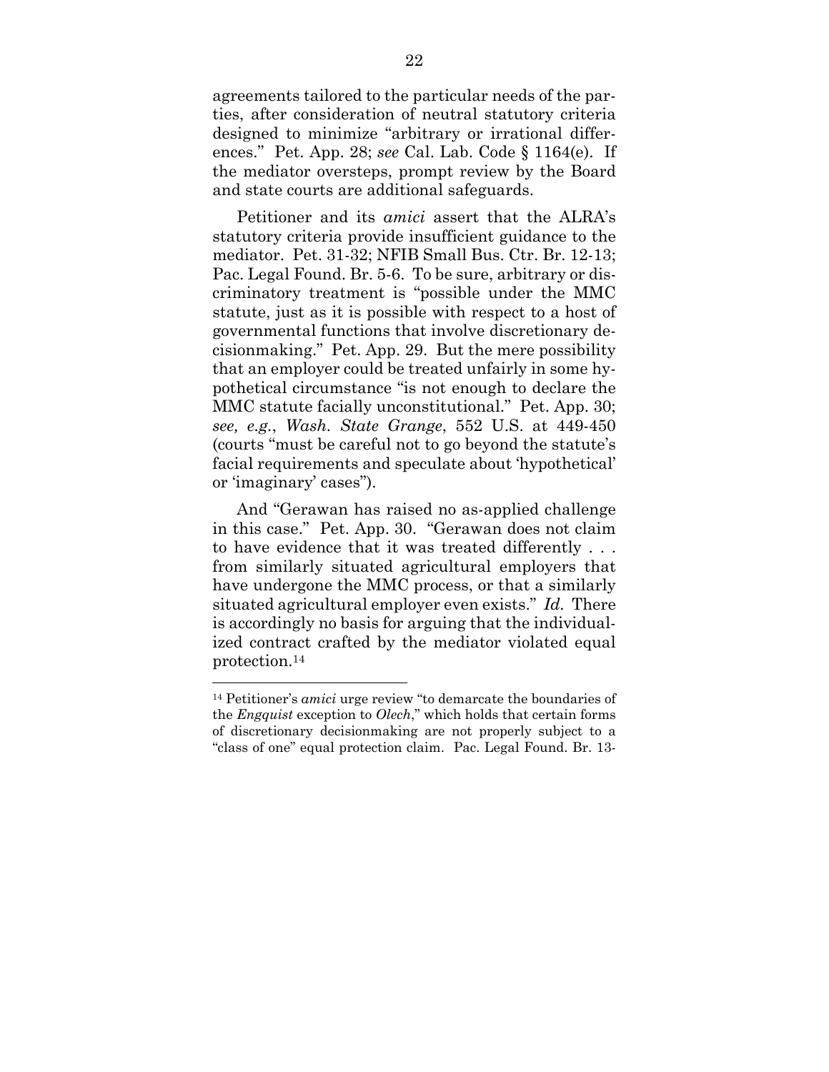agreements tailored to the particular needs of the parties, after consideration of neutral statutory criteria designed to minimize "arbitrary or irrational differences." Pet. App. 28; *see* Cal. Lab. Code § 1164(e). If the mediator oversteps, prompt review by the Board and state courts are additional safeguards.

Petitioner and its *amici* assert that the ALRA's statutory criteria provide insufficient guidance to the mediator. Pet. 31-32; NFIB Small Bus. Ctr. Br. 12-13; Pac. Legal Found. Br. 5-6. To be sure, arbitrary or discriminatory treatment is "possible under the MMC statute, just as it is possible with respect to a host of governmental functions that involve discretionary decisionmaking." Pet. App. 29. But the mere possibility that an employer could be treated unfairly in some hypothetical circumstance "is not enough to declare the MMC statute facially unconstitutional." Pet. App. 30; *see, e.g.*, *Wash. State Grange*, 552 U.S. at 449-450 (courts "must be careful not to go beyond the statute's facial requirements and speculate about 'hypothetical' or 'imaginary' cases").

And "Gerawan has raised no as-applied challenge in this case." Pet. App. 30. "Gerawan does not claim to have evidence that it was treated differently . . . from similarly situated agricultural employers that have undergone the MMC process, or that a similarly situated agricultural employer even exists." *Id.* There is accordingly no basis for arguing that the individualized contract crafted by the mediator violated equal protection.[14]

---

[14] Petitioner's *amici* urge review "to demarcate the boundaries of the *Engquist* exception to *Olech*," which holds that certain forms of discretionary decisionmaking are not properly subject to a "class of one" equal protection claim. Pac. Legal Found. Br. 13-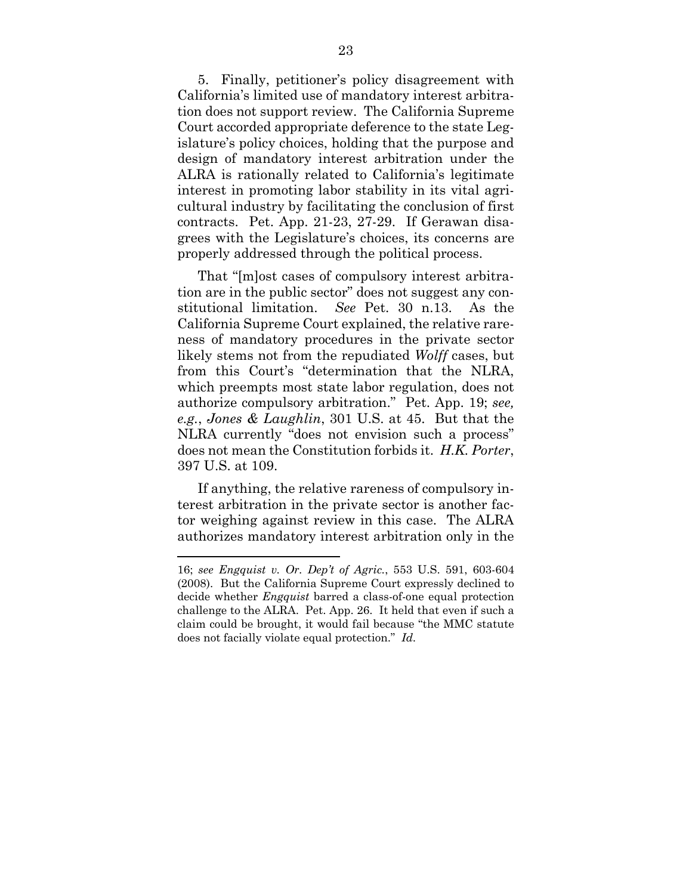5. Finally, petitioner's policy disagreement with California's limited use of mandatory interest arbitration does not support review. The California Supreme Court accorded appropriate deference to the state Legislature's policy choices, holding that the purpose and design of mandatory interest arbitration under the ALRA is rationally related to California's legitimate interest in promoting labor stability in its vital agricultural industry by facilitating the conclusion of first contracts. Pet. App. 21-23, 27-29. If Gerawan disagrees with the Legislature's choices, its concerns are properly addressed through the political process.

That "[m]ost cases of compulsory interest arbitration are in the public sector" does not suggest any constitutional limitation. *See* Pet. 30 n.13. As the California Supreme Court explained, the relative rareness of mandatory procedures in the private sector likely stems not from the repudiated *Wolff* cases, but from this Court's "determination that the NLRA, which preempts most state labor regulation, does not authorize compulsory arbitration." Pet. App. 19; *see, e.g.*, *Jones & Laughlin*, 301 U.S. at 45. But that the NLRA currently "does not envision such a process" does not mean the Constitution forbids it. *H.K. Porter*, 397 U.S. at 109.

If anything, the relative rareness of compulsory interest arbitration in the private sector is another factor weighing against review in this case. The ALRA authorizes mandatory interest arbitration only in the

---

16; *see Engquist v. Or. Dep't of Agric.*, 553 U.S. 591, 603-604 (2008). But the California Supreme Court expressly declined to decide whether *Engquist* barred a class-of-one equal protection challenge to the ALRA. Pet. App. 26. It held that even if such a claim could be brought, it would fail because "the MMC statute does not facially violate equal protection." *Id.*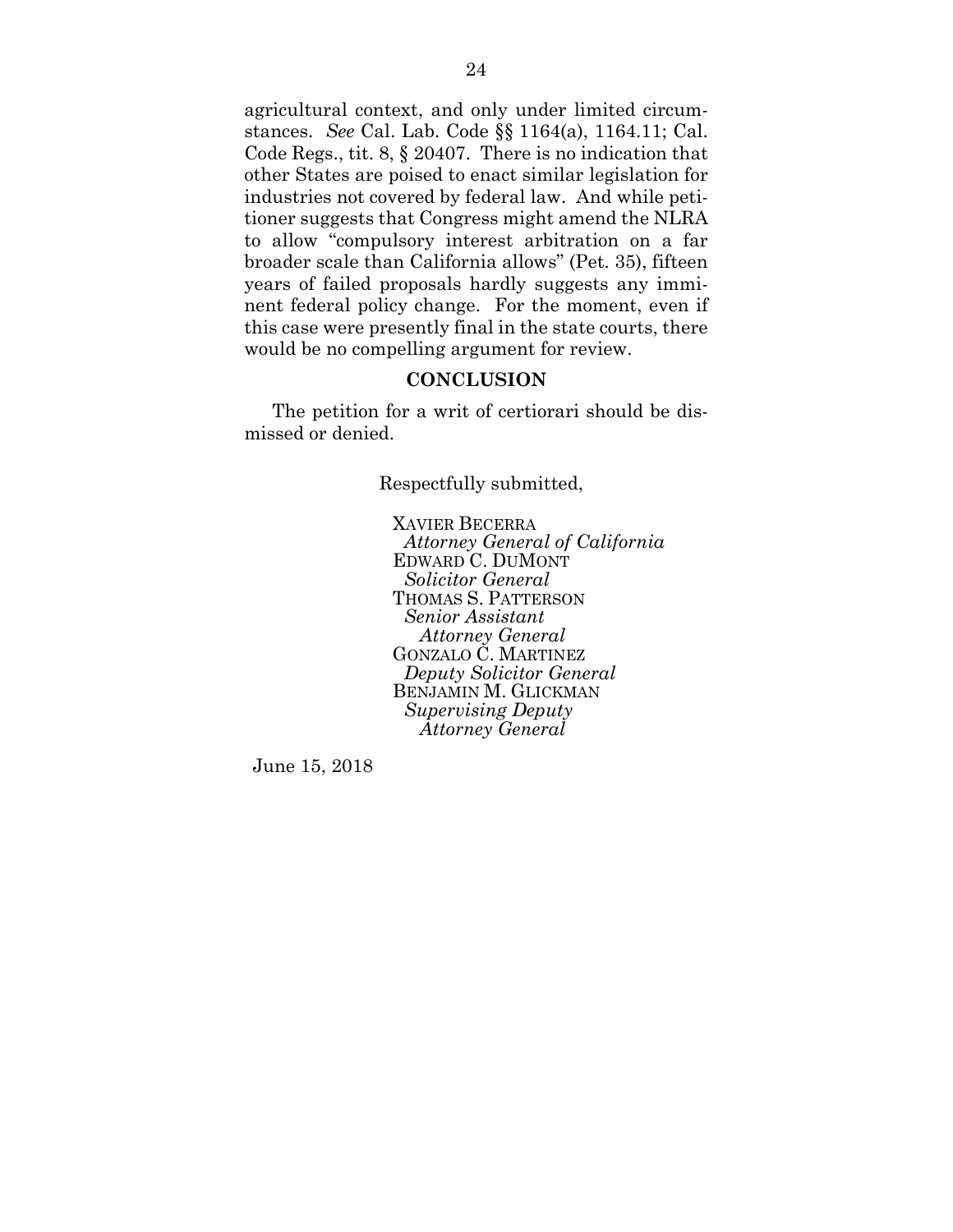agricultural context, and only under limited circumstances. *See* Cal. Lab. Code §§ 1164(a), 1164.11; Cal. Code Regs., tit. 8, § 20407. There is no indication that other States are poised to enact similar legislation for industries not covered by federal law. And while petitioner suggests that Congress might amend the NLRA to allow "compulsory interest arbitration on a far broader scale than California allows" (Pet. 35), fifteen years of failed proposals hardly suggests any imminent federal policy change. For the moment, even if this case were presently final in the state courts, there would be no compelling argument for review.

## CONCLUSION

The petition for a writ of certiorari should be dismissed or denied.

Respectfully submitted,

XAVIER BECERRA
*Attorney General of California*
EDWARD C. DUMONT
*Solicitor General*
THOMAS S. PATTERSON
*Senior Assistant Attorney General*
GONZALO C. MARTINEZ
*Deputy Solicitor General*
BENJAMIN M. GLICKMAN
*Supervising Deputy Attorney General*

June 15, 2018